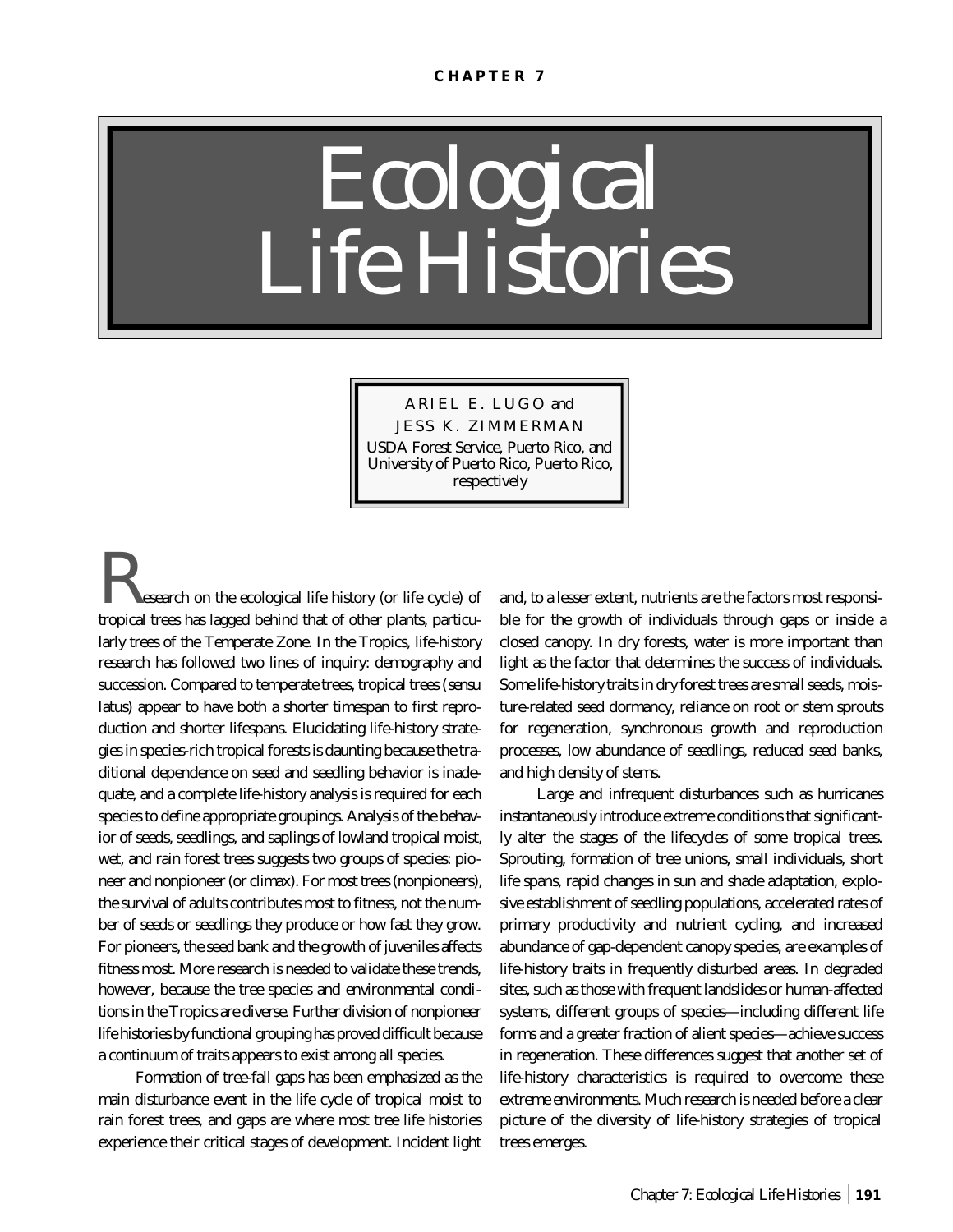CHAPTER 7

# Ecological Life Histories

ARIEL E. LUGO and
JESS K. ZIMMERMAN
USDA Forest Service, Puerto Rico, and University of Puerto Rico, Puerto Rico, respectively

Research on the ecological life history (or life cycle) of tropical trees has lagged behind that of other plants, particularly trees of the Temperate Zone. In the Tropics, life-history research has followed two lines of inquiry: demography and succession. Compared to temperate trees, tropical trees (sensu latus) appear to have both a shorter timespan to first reproduction and shorter lifespans. Elucidating life-history strategies in species-rich tropical forests is daunting because the traditional dependence on seed and seedling behavior is inadequate, and a complete life-history analysis is required for each species to define appropriate groupings. Analysis of the behavior of seeds, seedlings, and saplings of lowland tropical moist, wet, and rain forest trees suggests two groups of species: pioneer and nonpioneer (or climax). For most trees (nonpioneers), the survival of adults contributes most to fitness, not the number of seeds or seedlings they produce or how fast they grow. For pioneers, the seed bank and the growth of juveniles affects fitness most. More research is needed to validate these trends, however, because the tree species and environmental conditions in the Tropics are diverse. Further division of nonpioneer life histories by functional grouping has proved difficult because a continuum of traits appears to exist among all species.

Formation of tree-fall gaps has been emphasized as the main disturbance event in the life cycle of tropical moist to rain forest trees, and gaps are where most tree life histories experience their critical stages of development. Incident light and, to a lesser extent, nutrients are the factors most responsible for the growth of individuals through gaps or inside a closed canopy. In dry forests, water is more important than light as the factor that determines the success of individuals. Some life-history traits in dry forest trees are small seeds, moisture-related seed dormancy, reliance on root or stem sprouts for regeneration, synchronous growth and reproduction processes, low abundance of seedlings, reduced seed banks, and high density of stems.

Large and infrequent disturbances such as hurricanes instantaneously introduce extreme conditions that significantly alter the stages of the lifecycles of some tropical trees. Sprouting, formation of tree unions, small individuals, short life spans, rapid changes in sun and shade adaptation, explosive establishment of seedling populations, accelerated rates of primary productivity and nutrient cycling, and increased abundance of gap-dependent canopy species, are examples of life-history traits in frequently disturbed areas. In degraded sites, such as those with frequent landslides or human-affected systems, different groups of species—including different life forms and a greater fraction of alient species—achieve success in regeneration. These differences suggest that another set of life-history characteristics is required to overcome these extreme environments. Much research is needed before a clear picture of the diversity of life-history strategies of tropical trees emerges.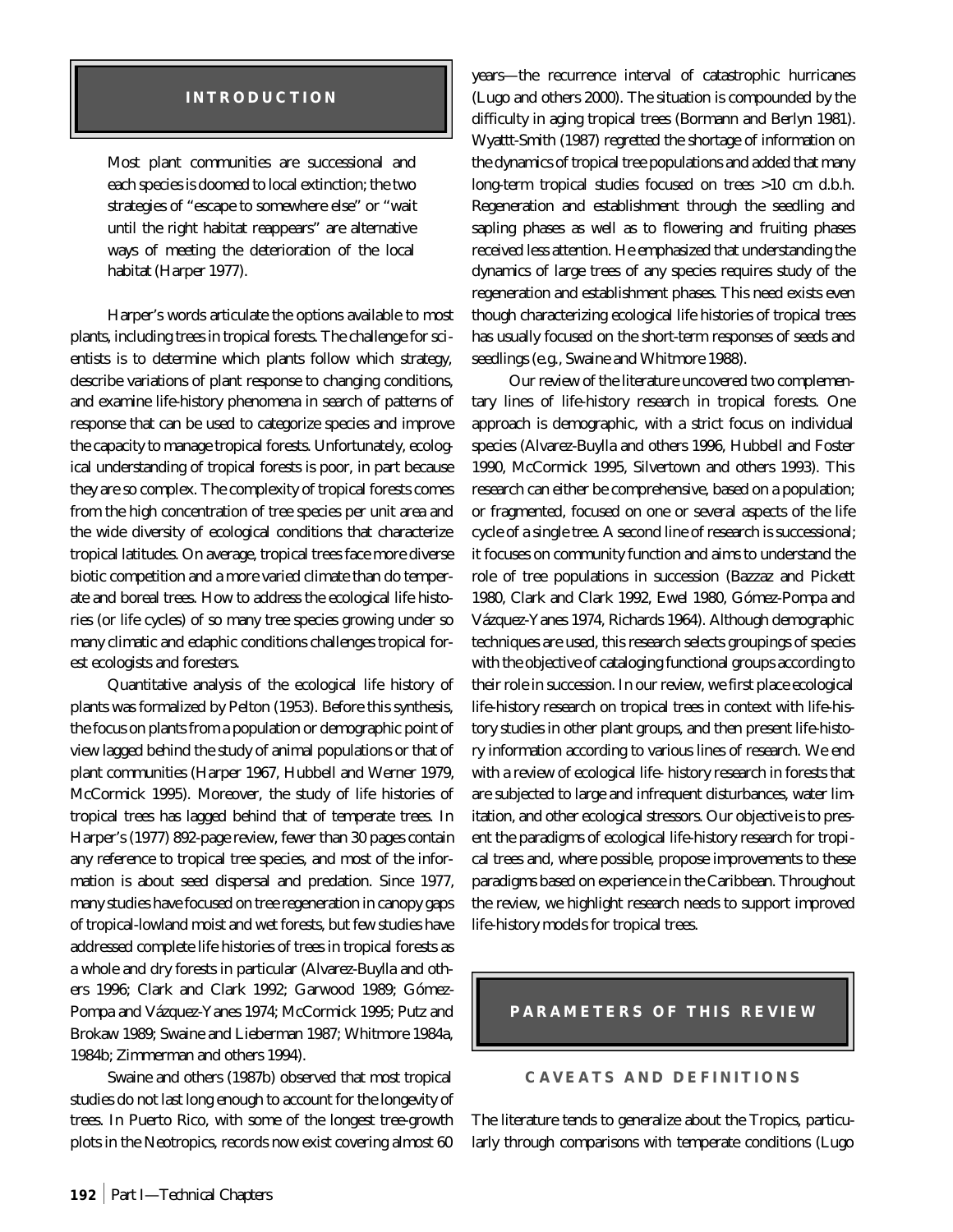## INTRODUCTION

> Most plant communities are successional and each species is doomed to local extinction; the two strategies of "escape to somewhere else" or "wait until the right habitat reappears" are alternative ways of meeting the deterioration of the local habitat (Harper 1977).

Harper's words articulate the options available to most plants, including trees in tropical forests. The challenge for scientists is to determine which plants follow which strategy, describe variations of plant response to changing conditions, and examine life-history phenomena in search of patterns of response that can be used to categorize species and improve the capacity to manage tropical forests. Unfortunately, ecological understanding of tropical forests is poor, in part because they are so complex. The complexity of tropical forests comes from the high concentration of tree species per unit area and the wide diversity of ecological conditions that characterize tropical latitudes. On average, tropical trees face more diverse biotic competition and a more varied climate than do temperate and boreal trees. How to address the ecological life histories (or life cycles) of so many tree species growing under so many climatic and edaphic conditions challenges tropical forest ecologists and foresters.

Quantitative analysis of the ecological life history of plants was formalized by Pelton (1953). Before this synthesis, the focus on plants from a population or demographic point of view lagged behind the study of animal populations or that of plant communities (Harper 1967, Hubbell and Werner 1979, McCormick 1995). Moreover, the study of life histories of tropical trees has lagged behind that of temperate trees. In Harper's (1977) 892-page review, fewer than 30 pages contain any reference to tropical tree species, and most of the information is about seed dispersal and predation. Since 1977, many studies have focused on tree regeneration in canopy gaps of tropical-lowland moist and wet forests, but few studies have addressed complete life histories of trees in tropical forests as a whole and dry forests in particular (Alvarez-Buylla and others 1996; Clark and Clark 1992; Garwood 1989; Gómez-Pompa and Vázquez-Yanes 1974; McCormick 1995; Putz and Brokaw 1989; Swaine and Lieberman 1987; Whitmore 1984a, 1984b; Zimmerman and others 1994).

Swaine and others (1987b) observed that most tropical studies do not last long enough to account for the longevity of trees. In Puerto Rico, with some of the longest tree-growth plots in the Neotropics, records now exist covering almost 60 years—the recurrence interval of catastrophic hurricanes (Lugo and others 2000). The situation is compounded by the difficulty in aging tropical trees (Bormann and Berlyn 1981). Wyattt-Smith (1987) regretted the shortage of information on the dynamics of tropical tree populations and added that many long-term tropical studies focused on trees >10 cm d.b.h. Regeneration and establishment through the seedling and sapling phases as well as to flowering and fruiting phases received less attention. He emphasized that understanding the dynamics of large trees of any species requires study of the regeneration and establishment phases. This need exists even though characterizing ecological life histories of tropical trees has usually focused on the short-term responses of seeds and seedlings (e.g., Swaine and Whitmore 1988).

Our review of the literature uncovered two complementary lines of life-history research in tropical forests. One approach is demographic, with a strict focus on individual species (Alvarez-Buylla and others 1996, Hubbell and Foster 1990, McCormick 1995, Silvertown and others 1993). This research can either be comprehensive, based on a population; or fragmented, focused on one or several aspects of the life cycle of a single tree. A second line of research is successional; it focuses on community function and aims to understand the role of tree populations in succession (Bazzaz and Pickett 1980, Clark and Clark 1992, Ewel 1980, Gómez-Pompa and Vázquez-Yanes 1974, Richards 1964). Although demographic techniques are used, this research selects groupings of species with the objective of cataloging functional groups according to their role in succession. In our review, we first place ecological life-history research on tropical trees in context with life-history studies in other plant groups, and then present life-history information according to various lines of research. We end with a review of ecological life- history research in forests that are subjected to large and infrequent disturbances, water limitation, and other ecological stressors. Our objective is to present the paradigms of ecological life-history research for tropical trees and, where possible, propose improvements to these paradigms based on experience in the Caribbean. Throughout the review, we highlight research needs to support improved life-history models for tropical trees.

## PARAMETERS OF THIS REVIEW

### CAVEATS AND DEFINITIONS

The literature tends to generalize about the Tropics, particularly through comparisons with temperate conditions (Lugo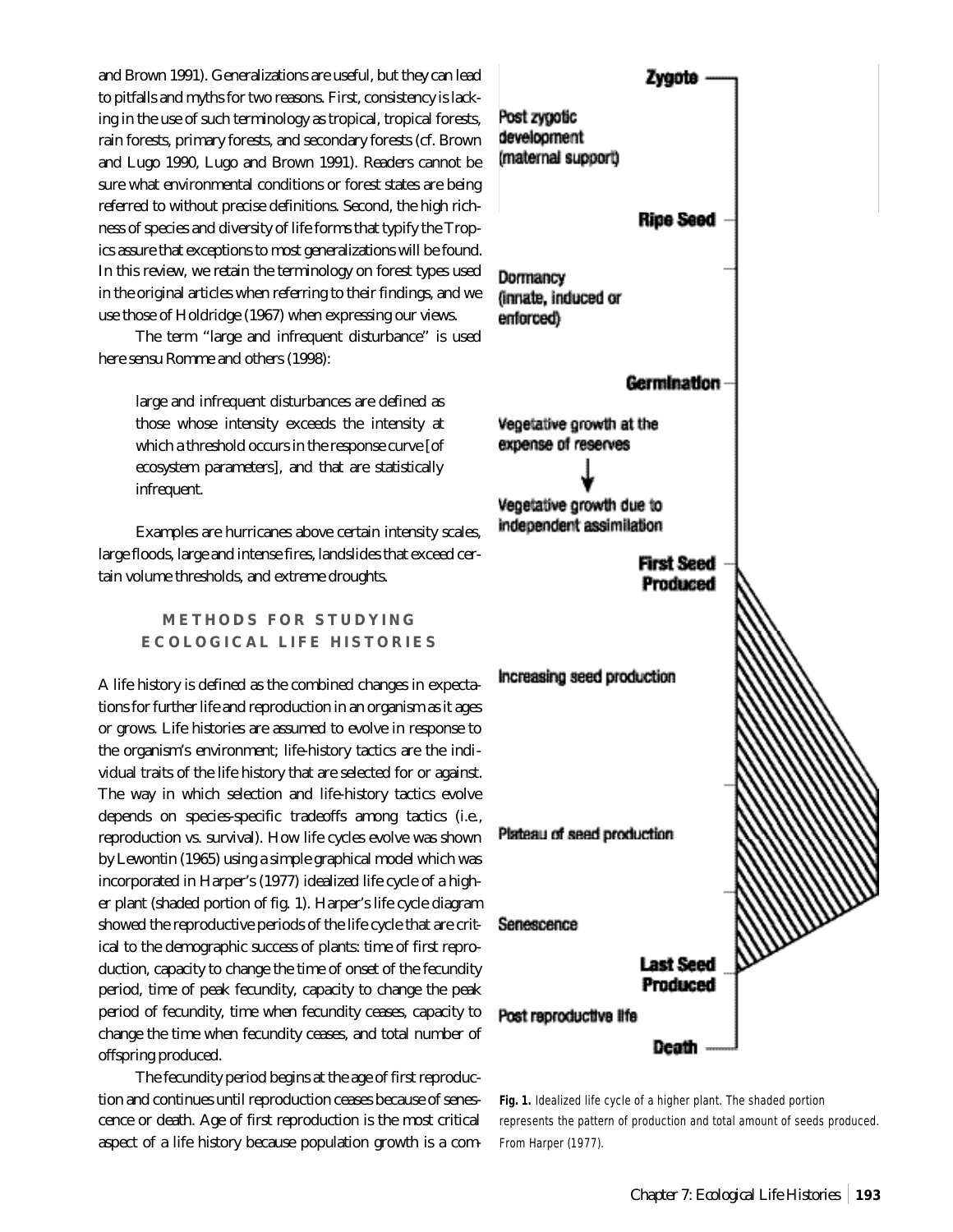and Brown 1991). Generalizations are useful, but they can lead to pitfalls and myths for two reasons. First, consistency is lacking in the use of such terminology as tropical, tropical forests, rain forests, primary forests, and secondary forests (cf. Brown and Lugo 1990, Lugo and Brown 1991). Readers cannot be sure what environmental conditions or forest states are being referred to without precise definitions. Second, the high richness of species and diversity of life forms that typify the Tropics assure that exceptions to most generalizations will be found. In this review, we retain the terminology on forest types used in the original articles when referring to their findings, and we use those of Holdridge (1967) when expressing our views.

The term "large and infrequent disturbance" is used here sensu Romme and others (1998):

> large and infrequent disturbances are defined as those whose intensity exceeds the intensity at which a threshold occurs in the response curve [of ecosystem parameters], and that are statistically infrequent.

Examples are hurricanes above certain intensity scales, large floods, large and intense fires, landslides that exceed certain volume thresholds, and extreme droughts.

## METHODS FOR STUDYING ECOLOGICAL LIFE HISTORIES

A life history is defined as the combined changes in expectations for further life and reproduction in an organism as it ages or grows. Life histories are assumed to evolve in response to the organism's environment; life-history tactics are the individual traits of the life history that are selected for or against. The way in which selection and life-history tactics evolve depends on species-specific tradeoffs among tactics (i.e., reproduction vs. survival). How life cycles evolve was shown by Lewontin (1965) using a simple graphical model which was incorporated in Harper's (1977) idealized life cycle of a higher plant (shaded portion of fig. 1). Harper's life cycle diagram showed the reproductive periods of the life cycle that are critical to the demographic success of plants: time of first reproduction, capacity to change the time of onset of the fecundity period, time of peak fecundity, capacity to change the peak period of fecundity, time when fecundity ceases, capacity to change the time when fecundity ceases, and total number of offspring produced.

The fecundity period begins at the age of first reproduction and continues until reproduction ceases because of senescence or death. Age of first reproduction is the most critical aspect of a life history because population growth is a com-

Zygote
Post zygotic development (maternal support)
Ripe Seed
Dormancy (innate, induced or enforced)
Germination
Vegetative growth at the expense of reserves
Vegetative growth due to independent assimilation
First Seed Produced
Increasing seed production
Plateau of seed production
Senescence
Last Seed Produced
Post reproductive life
Death

**Fig. 1.** Idealized life cycle of a higher plant. The shaded portion represents the pattern of production and total amount of seeds produced. From Harper (1977).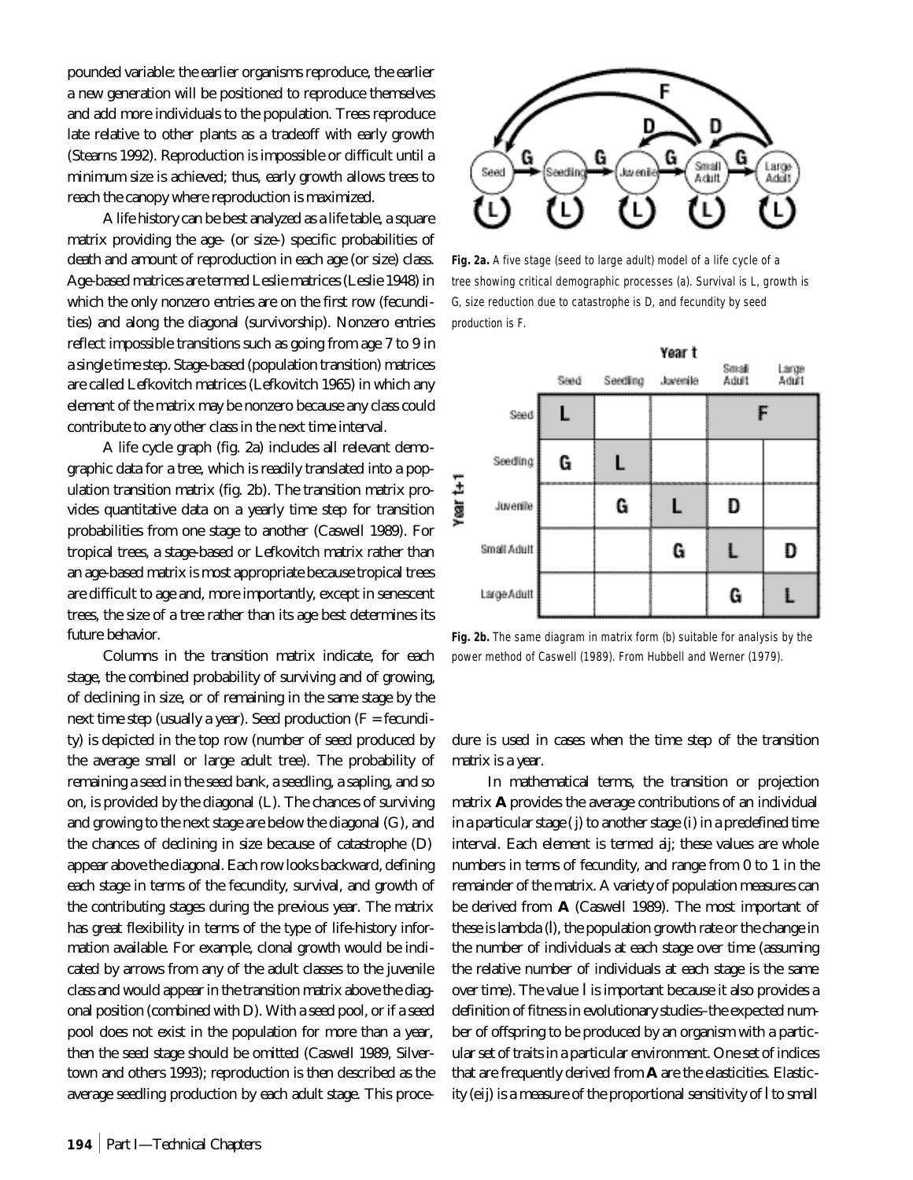pounded variable: the earlier organisms reproduce, the earlier a new generation will be positioned to reproduce themselves and add more individuals to the population. Trees reproduce late relative to other plants as a tradeoff with early growth (Stearns 1992). Reproduction is impossible or difficult until a minimum size is achieved; thus, early growth allows trees to reach the canopy where reproduction is maximized.

A life history can be best analyzed as a life table, a square matrix providing the age- (or size-) specific probabilities of death and amount of reproduction in each age (or size) class. Age-based matrices are termed Leslie matrices (Leslie 1948) in which the only nonzero entries are on the first row (fecundities) and along the diagonal (survivorship). Nonzero entries reflect impossible transitions such as going from age 7 to 9 in a single time step. Stage-based (population transition) matrices are called Lefkovitch matrices (Lefkovitch 1965) in which any element of the matrix may be nonzero because any class could contribute to any other class in the next time interval.

A life cycle graph (fig. 2a) includes all relevant demographic data for a tree, which is readily translated into a population transition matrix (fig. 2b). The transition matrix provides quantitative data on a yearly time step for transition probabilities from one stage to another (Caswell 1989). For tropical trees, a stage-based or Lefkovitch matrix rather than an age-based matrix is most appropriate because tropical trees are difficult to age and, more importantly, except in senescent trees, the size of a tree rather than its age best determines its future behavior.

Columns in the transition matrix indicate, for each stage, the combined probability of surviving and of growing, of declining in size, or of remaining in the same stage by the next time step (usually a year). Seed production (F = fecundity) is depicted in the top row (number of seed produced by the average small or large adult tree). The probability of remaining a seed in the seed bank, a seedling, a sapling, and so on, is provided by the diagonal (L). The chances of surviving and growing to the next stage are below the diagonal (G), and the chances of declining in size because of catastrophe (D) appear above the diagonal. Each row looks backward, defining each stage in terms of the fecundity, survival, and growth of the contributing stages during the previous year. The matrix has great flexibility in terms of the type of life-history information available. For example, clonal growth would be indicated by arrows from any of the adult classes to the juvenile class and would appear in the transition matrix above the diagonal position (combined with D). With a seed pool, or if a seed pool does not exist in the population for more than a year, then the seed stage should be omitted (Caswell 1989, Silvertown and others 1993); reproduction is then described as the average seedling production by each adult stage. This procedure is used in cases when the time step of the transition matrix is a year.

**Fig. 2a.** A five stage (seed to large adult) model of a life cycle of a tree showing critical demographic processes (a). Survival is L, growth is G, size reduction due to catastrophe is D, and fecundity by seed production is F.

| Year t+1 \ Year t | Seed | Seedling | Juvenile | Small Adult | Large Adult |
|---|---|---|---|---|---|
| Seed | L | | | F | F |
| Seedling | G | L | | | |
| Juvenile | | G | L | D | |
| Small Adult | | | G | L | D |
| Large Adult | | | | G | L |

**Fig. 2b.** The same diagram in matrix form (b) suitable for analysis by the power method of Caswell (1989). From Hubbell and Werner (1979).

In mathematical terms, the transition or projection matrix **A** provides the average contributions of an individual in a particular stage ($j$) to another stage ($i$) in a predefined time interval. Each element is termed $a_{ij}$; these values are whole numbers in terms of fecundity, and range from 0 to 1 in the remainder of the matrix. A variety of population measures can be derived from **A** (Caswell 1989). The most important of these is lambda ($\lambda$), the population growth rate or the change in the number of individuals at each stage over time (assuming the relative number of individuals at each stage is the same over time). The value $\lambda$ is important because it also provides a definition of fitness in evolutionary studies–the expected number of offspring to be produced by an organism with a particular set of traits in a particular environment. One set of indices that are frequently derived from **A** are the elasticities. Elasticity ($e_{ij}$) is a measure of the proportional sensitivity of $\lambda$ to small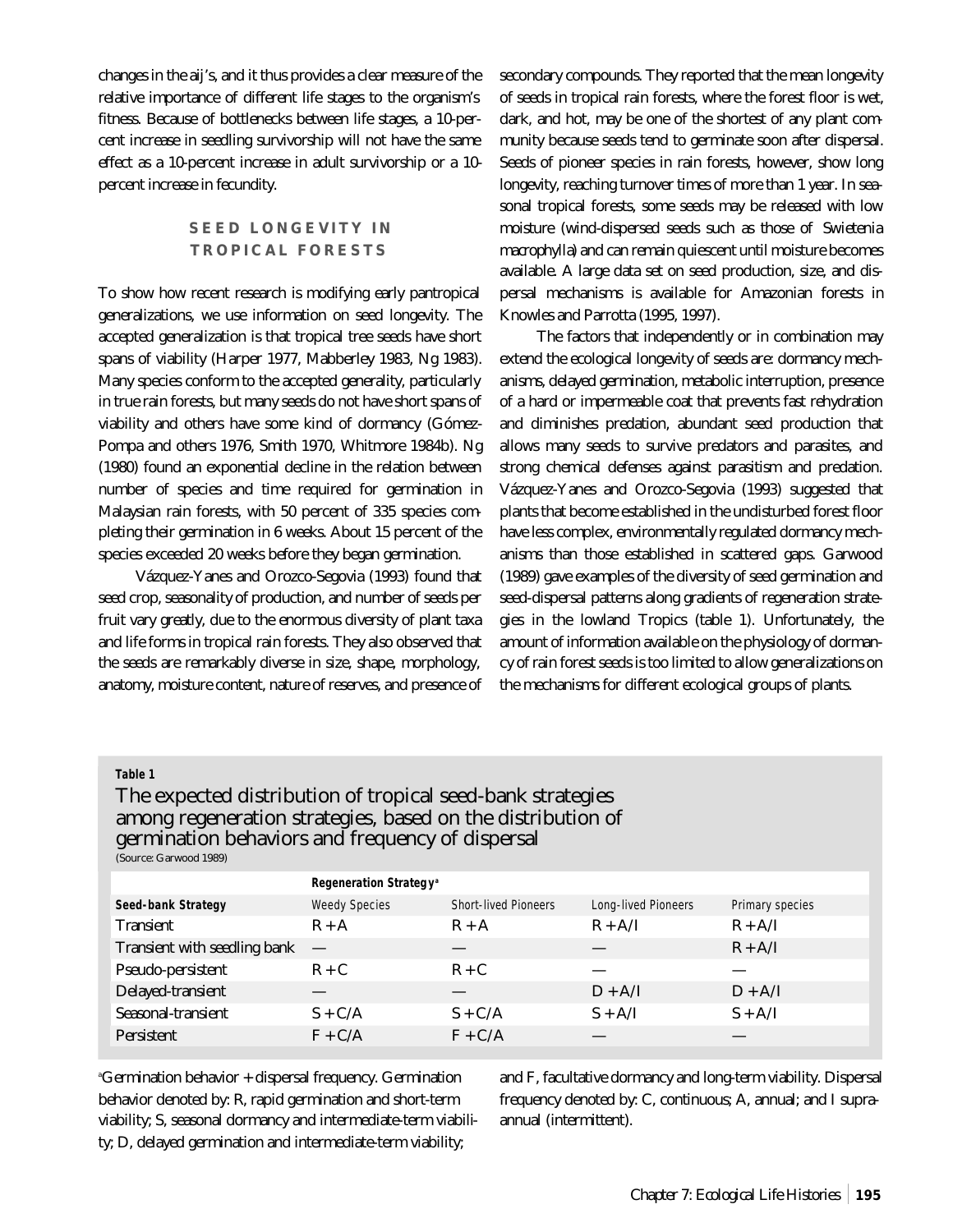changes in the aij's, and it thus provides a clear measure of the relative importance of different life stages to the organism's fitness. Because of bottlenecks between life stages, a 10-percent increase in seedling survivorship will not have the same effect as a 10-percent increase in adult survivorship or a 10-percent increase in fecundity.

## SEED LONGEVITY IN TROPICAL FORESTS

To show how recent research is modifying early pantropical generalizations, we use information on seed longevity. The accepted generalization is that tropical tree seeds have short spans of viability (Harper 1977, Mabberley 1983, Ng 1983). Many species conform to the accepted generality, particularly in true rain forests, but many seeds do not have short spans of viability and others have some kind of dormancy (Gómez-Pompa and others 1976, Smith 1970, Whitmore 1984b). Ng (1980) found an exponential decline in the relation between number of species and time required for germination in Malaysian rain forests, with 50 percent of 335 species completing their germination in 6 weeks. About 15 percent of the species exceeded 20 weeks before they began germination.

Vázquez-Yanes and Orozco-Segovia (1993) found that seed crop, seasonality of production, and number of seeds per fruit vary greatly, due to the enormous diversity of plant taxa and life forms in tropical rain forests. They also observed that the seeds are remarkably diverse in size, shape, morphology, anatomy, moisture content, nature of reserves, and presence of secondary compounds. They reported that the mean longevity of seeds in tropical rain forests, where the forest floor is wet, dark, and hot, may be one of the shortest of any plant community because seeds tend to germinate soon after dispersal. Seeds of pioneer species in rain forests, however, show long longevity, reaching turnover times of more than 1 year. In seasonal tropical forests, some seeds may be released with low moisture (wind-dispersed seeds such as those of *Swietenia macrophylla*) and can remain quiescent until moisture becomes available. A large data set on seed production, size, and dispersal mechanisms is available for Amazonian forests in Knowles and Parrotta (1995, 1997).

The factors that independently or in combination may extend the ecological longevity of seeds are: dormancy mechanisms, delayed germination, metabolic interruption, presence of a hard or impermeable coat that prevents fast rehydration and diminishes predation, abundant seed production that allows many seeds to survive predators and parasites, and strong chemical defenses against parasitism and predation. Vázquez-Yanes and Orozco-Segovia (1993) suggested that plants that become established in the undisturbed forest floor have less complex, environmentally regulated dormancy mechanisms than those established in scattered gaps. Garwood (1989) gave examples of the diversity of seed germination and seed-dispersal patterns along gradients of regeneration strategies in the lowland Tropics (table 1). Unfortunately, the amount of information available on the physiology of dormancy of rain forest seeds is too limited to allow generalizations on the mechanisms for different ecological groups of plants.

**Table 1**

**The expected distribution of tropical seed-bank strategies among regeneration strategies, based on the distribution of germination behaviors and frequency of dispersal**
(Source: Garwood 1989)

| | Regeneration Strategy[a] | | | |
|---|---|---|---|---|
| **Seed-bank Strategy** | Weedy Species | Short-lived Pioneers | Long-lived Pioneers | Primary species |
| Transient | R + A | R + A | R + A/I | R + A/I |
| Transient with seedling bank | — | — | — | R + A/I |
| Pseudo-persistent | R + C | R + C | — | — |
| Delayed-transient | — | — | D + A/I | D + A/I |
| Seasonal-transient | S + C/A | S + C/A | S + A/I | S + A/I |
| Persistent | F + C/A | F + C/A | — | — |

[a]Germination behavior + dispersal frequency. Germination behavior denoted by: R, rapid germination and short-term viability; S, seasonal dormancy and intermediate-term viability; D, delayed germination and intermediate-term viability; and F, facultative dormancy and long-term viability. Dispersal frequency denoted by: C, continuous; A, annual; and I supra-annual (intermittent).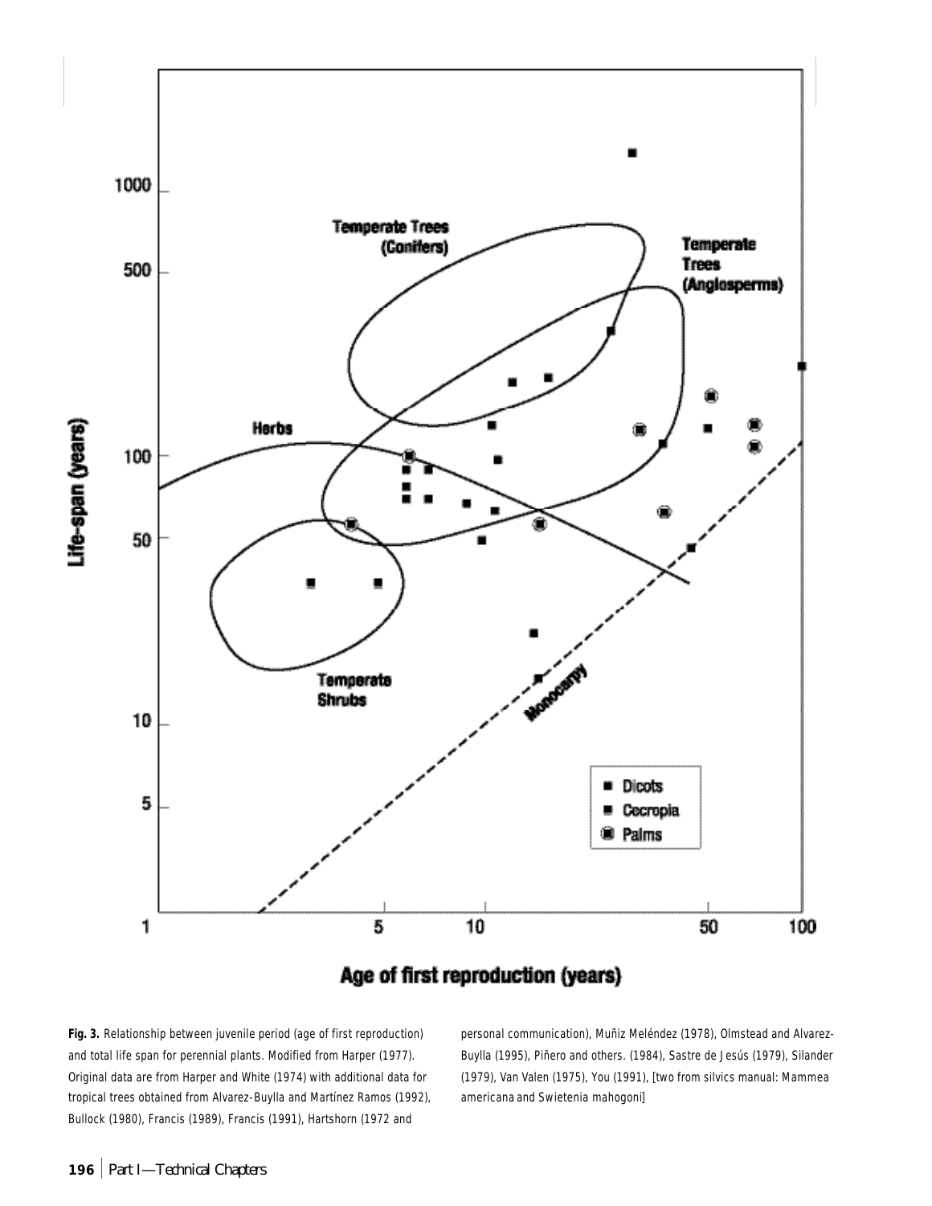**Fig. 3.** Relationship between juvenile period (age of first reproduction) and total life span for perennial plants. Modified from Harper (1977). Original data are from Harper and White (1974) with additional data for tropical trees obtained from Alvarez-Buylla and Martínez Ramos (1992), Bullock (1980), Francis (1989), Francis (1991), Hartshorn (1972 and personal communication), Muñiz Meléndez (1978), Olmstead and Alvarez-Buylla (1995), Piñero and others. (1984), Sastre de Jesús (1979), Silander (1979), Van Valen (1975), You (1991), [two from silvics manual: Mammea americana and Swietenia mahogoni]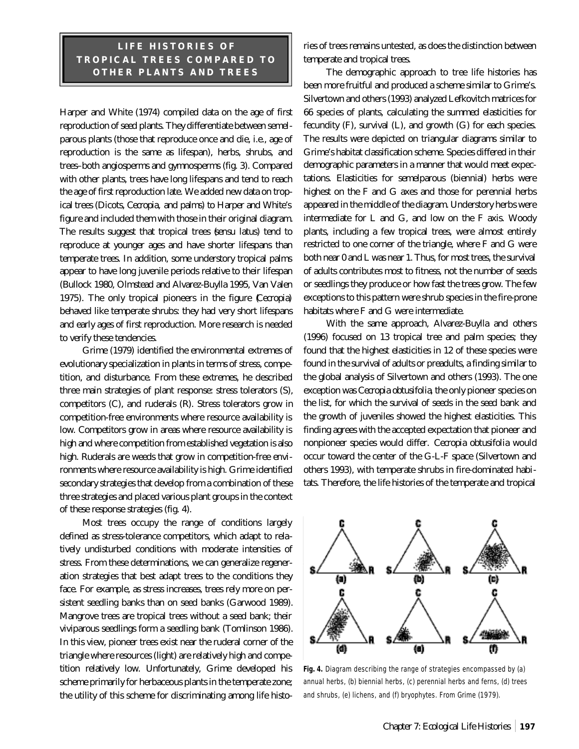## LIFE HISTORIES OF TROPICAL TREES COMPARED TO OTHER PLANTS AND TREES

Harper and White (1974) compiled data on the age of first reproduction of seed plants. They differentiate between semelparous plants (those that reproduce once and die, i.e., age of reproduction is the same as lifespan), herbs, shrubs, and trees–both angiosperms and gymnosperms (fig. 3). Compared with other plants, trees have long lifespans and tend to reach the age of first reproduction late. We added new data on tropical trees (Dicots, *Cecropia*, and palms) to Harper and White's figure and included them with those in their original diagram. The results suggest that tropical trees (*sensu latus*) tend to reproduce at younger ages and have shorter lifespans than temperate trees. In addition, some understory tropical palms appear to have long juvenile periods relative to their lifespan (Bullock 1980, Olmstead and Alvarez-Buylla 1995, Van Valen 1975). The only tropical pioneers in the figure (*Cecropia*) behaved like temperate shrubs: they had very short lifespans and early ages of first reproduction. More research is needed to verify these tendencies.

Grime (1979) identified the environmental extremes of evolutionary specialization in plants in terms of stress, competition, and disturbance. From these extremes, he described three main strategies of plant response: stress tolerators (S), competitors (C), and ruderals (R). Stress tolerators grow in competition-free environments where resource availability is low. Competitors grow in areas where resource availability is high and where competition from established vegetation is also high. Ruderals are weeds that grow in competition-free environments where resource availability is high. Grime identified secondary strategies that develop from a combination of these three strategies and placed various plant groups in the context of these response strategies (fig. 4).

Most trees occupy the range of conditions largely defined as stress-tolerance competitors, which adapt to relatively undisturbed conditions with moderate intensities of stress. From these determinations, we can generalize regeneration strategies that best adapt trees to the conditions they face. For example, as stress increases, trees rely more on persistent seedling banks than on seed banks (Garwood 1989). Mangrove trees are tropical trees without a seed bank; their viviparous seedlings form a seedling bank (Tomlinson 1986). In this view, pioneer trees exist near the ruderal corner of the triangle where resources (light) are relatively high and competition relatively low. Unfortunately, Grime developed his scheme primarily for herbaceous plants in the temperate zone; the utility of this scheme for discriminating among life histories of trees remains untested, as does the distinction between temperate and tropical trees.

The demographic approach to tree life histories has been more fruitful and produced a scheme similar to Grime's. Silvertown and others (1993) analyzed Lefkovitch matrices for 66 species of plants, calculating the summed elasticities for fecundity (F), survival (L), and growth (G) for each species. The results were depicted on triangular diagrams similar to Grime's habitat classification scheme. Species differed in their demographic parameters in a manner that would meet expectations. Elasticities for semelparous (biennial) herbs were highest on the F and G axes and those for perennial herbs appeared in the middle of the diagram. Understory herbs were intermediate for L and G, and low on the F axis. Woody plants, including a few tropical trees, were almost entirely restricted to one corner of the triangle, where F and G were both near 0 and L was near 1. Thus, for most trees, the survival of adults contributes most to fitness, not the number of seeds or seedlings they produce or how fast the trees grow. The few exceptions to this pattern were shrub species in the fire-prone habitats where F and G were intermediate.

With the same approach, Alvarez-Buylla and others (1996) focused on 13 tropical tree and palm species; they found that the highest elasticities in 12 of these species were found in the survival of adults or preadults, a finding similar to the global analysis of Silvertown and others (1993). The one exception was *Cecropia obtusifolia*, the only pioneer species on the list, for which the survival of seeds in the seed bank and the growth of juveniles showed the highest elasticities. This finding agrees with the accepted expectation that pioneer and nonpioneer species would differ. *Cecropia obtusifolia* would occur toward the center of the G-L-F space (Silvertown and others 1993), with temperate shrubs in fire-dominated habitats. Therefore, the life histories of the temperate and tropical

**Fig. 4.** Diagram describing the range of strategies encompassed by (a) annual herbs, (b) biennial herbs, (c) perennial herbs and ferns, (d) trees and shrubs, (e) lichens, and (f) bryophytes. From Grime (1979).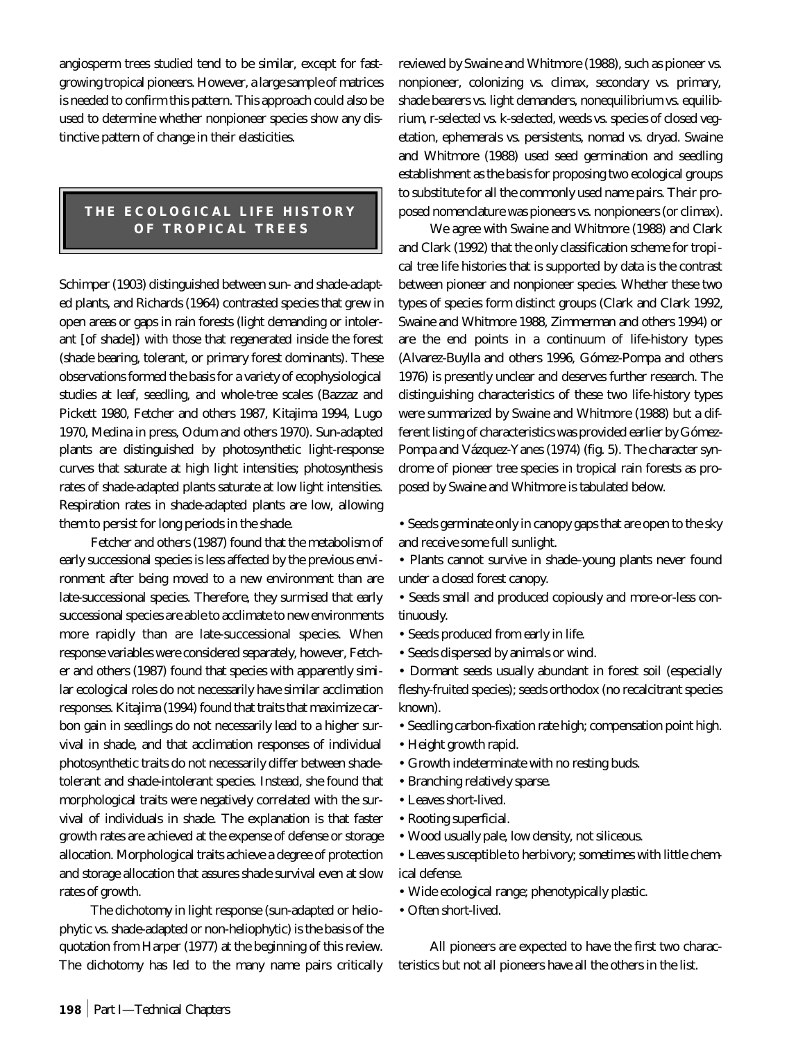angiosperm trees studied tend to be similar, except for fast-growing tropical pioneers. However, a large sample of matrices is needed to confirm this pattern. This approach could also be used to determine whether nonpioneer species show any distinctive pattern of change in their elasticities.

## THE ECOLOGICAL LIFE HISTORY OF TROPICAL TREES

Schimper (1903) distinguished between sun- and shade-adapted plants, and Richards (1964) contrasted species that grew in open areas or gaps in rain forests (light demanding or intolerant [of shade]) with those that regenerated inside the forest (shade bearing, tolerant, or primary forest dominants). These observations formed the basis for a variety of ecophysiological studies at leaf, seedling, and whole-tree scales (Bazzaz and Pickett 1980, Fetcher and others 1987, Kitajima 1994, Lugo 1970, Medina in press, Odum and others 1970). Sun-adapted plants are distinguished by photosynthetic light-response curves that saturate at high light intensities; photosynthesis rates of shade-adapted plants saturate at low light intensities. Respiration rates in shade-adapted plants are low, allowing them to persist for long periods in the shade.

Fetcher and others (1987) found that the metabolism of early successional species is less affected by the previous environment after being moved to a new environment than are late-successional species. Therefore, they surmised that early successional species are able to acclimate to new environments more rapidly than are late-successional species. When response variables were considered separately, however, Fetcher and others (1987) found that species with apparently similar ecological roles do not necessarily have similar acclimation responses. Kitajima (1994) found that traits that maximize carbon gain in seedlings do not necessarily lead to a higher survival in shade, and that acclimation responses of individual photosynthetic traits do not necessarily differ between shade-tolerant and shade-intolerant species. Instead, she found that morphological traits were negatively correlated with the survival of individuals in shade. The explanation is that faster growth rates are achieved at the expense of defense or storage allocation. Morphological traits achieve a degree of protection and storage allocation that assures shade survival even at slow rates of growth.

The dichotomy in light response (sun-adapted or heliophytic vs. shade-adapted or non-heliophytic) is the basis of the quotation from Harper (1977) at the beginning of this review. The dichotomy has led to the many name pairs critically reviewed by Swaine and Whitmore (1988), such as pioneer vs. nonpioneer, colonizing vs. climax, secondary vs. primary, shade bearers vs. light demanders, nonequilibrium vs. equilibrium, r-selected vs. k-selected, weeds vs. species of closed vegetation, ephemerals vs. persistents, nomad vs. dryad. Swaine and Whitmore (1988) used seed germination and seedling establishment as the basis for proposing two ecological groups to substitute for all the commonly used name pairs. Their proposed nomenclature was pioneers vs. nonpioneers (or climax).

We agree with Swaine and Whitmore (1988) and Clark and Clark (1992) that the only classification scheme for tropical tree life histories that is supported by data is the contrast between pioneer and nonpioneer species. Whether these two types of species form distinct groups (Clark and Clark 1992, Swaine and Whitmore 1988, Zimmerman and others 1994) or are the end points in a continuum of life-history types (Alvarez-Buylla and others 1996, Gómez-Pompa and others 1976) is presently unclear and deserves further research. The distinguishing characteristics of these two life-history types were summarized by Swaine and Whitmore (1988) but a different listing of characteristics was provided earlier by Gómez-Pompa and Vázquez-Yanes (1974) (fig. 5). The character syndrome of pioneer tree species in tropical rain forests as proposed by Swaine and Whitmore is tabulated below.

- Seeds germinate only in canopy gaps that are open to the sky and receive some full sunlight.
- Plants cannot survive in shade–young plants never found under a closed forest canopy.
- Seeds small and produced copiously and more-or-less continuously.
- Seeds produced from early in life.
- Seeds dispersed by animals or wind.
- Dormant seeds usually abundant in forest soil (especially fleshy-fruited species); seeds orthodox (no recalcitrant species known).
- Seedling carbon-fixation rate high; compensation point high.
- Height growth rapid.
- Growth indeterminate with no resting buds.
- Branching relatively sparse.
- Leaves short-lived.
- Rooting superficial.
- Wood usually pale, low density, not siliceous.
- Leaves susceptible to herbivory; sometimes with little chemical defense.
- Wide ecological range; phenotypically plastic.
- Often short-lived.

All pioneers are expected to have the first two characteristics but not all pioneers have all the others in the list.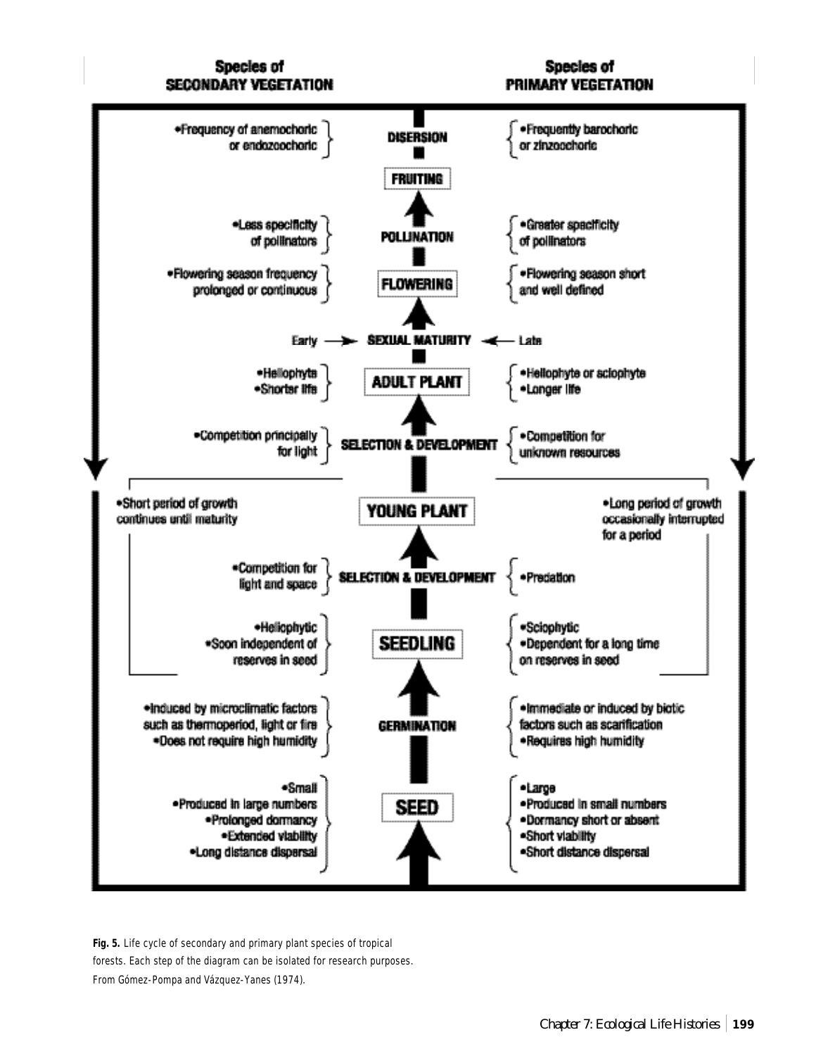| Species of SECONDARY VEGETATION | | Species of PRIMARY VEGETATION |
|---|---|---|
| •Frequency of anemochoric or endozoochoric | DISERSION | •Frequently barochoric or zinzoochoric |
| | FRUITING | |
| •Less specificity of pollinators | POLLINATION | •Greater specificity of pollinators |
| •Flowering season frequency prolonged or continuous | FLOWERING | •Flowering season short and well defined |
| Early → | SEXUAL MATURITY | ← Late |
| •Heliophyte •Shorter life | ADULT PLANT | •Heliophyte or sciophyte •Longer life |
| •Competition principally for light | SELECTION & DEVELOPMENT | •Competition for unknown resources |
| •Short period of growth continues until maturity | YOUNG PLANT | •Long period of growth occasionally interrupted for a period |
| •Competition for light and space | SELECTION & DEVELOPMENT | •Predation |
| •Heliophytic •Soon independent of reserves in seed | SEEDLING | •Sciophytic •Dependent for a long time on reserves in seed |
| •Induced by microclimatic factors such as thermoperiod, light or fire •Does not require high humidity | GERMINATION | •Immediate or induced by biotic factors such as scarification •Requires high humidity |
| •Small •Produced in large numbers •Prolonged dormancy •Extended viability •Long distance dispersal | SEED | •Large •Produced in small numbers •Dormancy short or absent •Short viability •Short distance dispersal |

**Fig. 5.** Life cycle of secondary and primary plant species of tropical forests. Each step of the diagram can be isolated for research purposes. From Gómez-Pompa and Vázquez-Yanes (1974).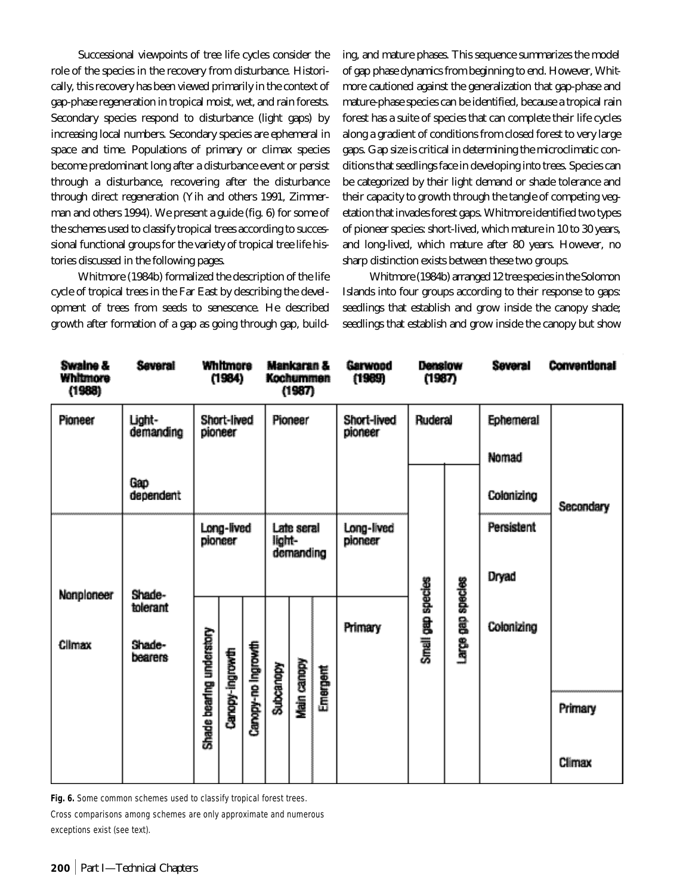Successional viewpoints of tree life cycles consider the role of the species in the recovery from disturbance. Historically, this recovery has been viewed primarily in the context of gap-phase regeneration in tropical moist, wet, and rain forests. Secondary species respond to disturbance (light gaps) by increasing local numbers. Secondary species are ephemeral in space and time. Populations of primary or climax species become predominant long after a disturbance event or persist through a disturbance, recovering after the disturbance through direct regeneration (Yih and others 1991, Zimmerman and others 1994). We present a guide (fig. 6) for some of the schemes used to classify tropical trees according to successional functional groups for the variety of tropical tree life histories discussed in the following pages.

Whitmore (1984b) formalized the description of the life cycle of tropical trees in the Far East by describing the development of trees from seeds to senescence. He described growth after formation of a gap as going through gap, building, and mature phases. This sequence summarizes the model of gap phase dynamics from beginning to end. However, Whitmore cautioned against the generalization that gap-phase and mature-phase species can be identified, because a tropical rain forest has a suite of species that can complete their life cycles along a gradient of conditions from closed forest to very large gaps. Gap size is critical in determining the microclimatic conditions that seedlings face in developing into trees. Species can be categorized by their light demand or shade tolerance and their capacity to growth through the tangle of competing vegetation that invades forest gaps. Whitmore identified two types of pioneer species: short-lived, which mature in 10 to 30 years, and long-lived, which mature after 80 years. However, no sharp distinction exists between these two groups.

Whitmore (1984b) arranged 12 tree species in the Solomon Islands into four groups according to their response to gaps: seedlings that establish and grow inside the canopy shade; seedlings that establish and grow inside the canopy but show

| Swaine & Whitmore (1988) | Several | Whitmore (1984) | Mankaran & Kochummen (1987) | Garwood (1989) | Denslow (1987) | Several | Conventional |
|---|---|---|---|---|---|---|---|
| Pioneer | Light-demanding | Short-lived pioneer | Pioneer | Short-lived pioneer | Ruderal | Ephemeral | Secondary |
| | | | | | | Nomad | |
| | Gap dependent | | | | Small gap species; Large gap species | Colonizing | |
| | | Long-lived pioneer | Late seral light-demanding | Long-lived pioneer | | Persistent | |
| Nonpioneer | Shade-tolerant | | | | | Dryad | |
| Climax | Shade-bearers | Shade bearing understory; Canopy-ingrowth; Canopy-no ingrowth | Subcanopy; Main canopy; Emergent | Primary | | Colonizing | |
| | | | | | | | Primary |
| | | | | | | | Climax |

**Fig. 6.** Some common schemes used to classify tropical forest trees. Cross comparisons among schemes are only approximate and numerous exceptions exist (see text).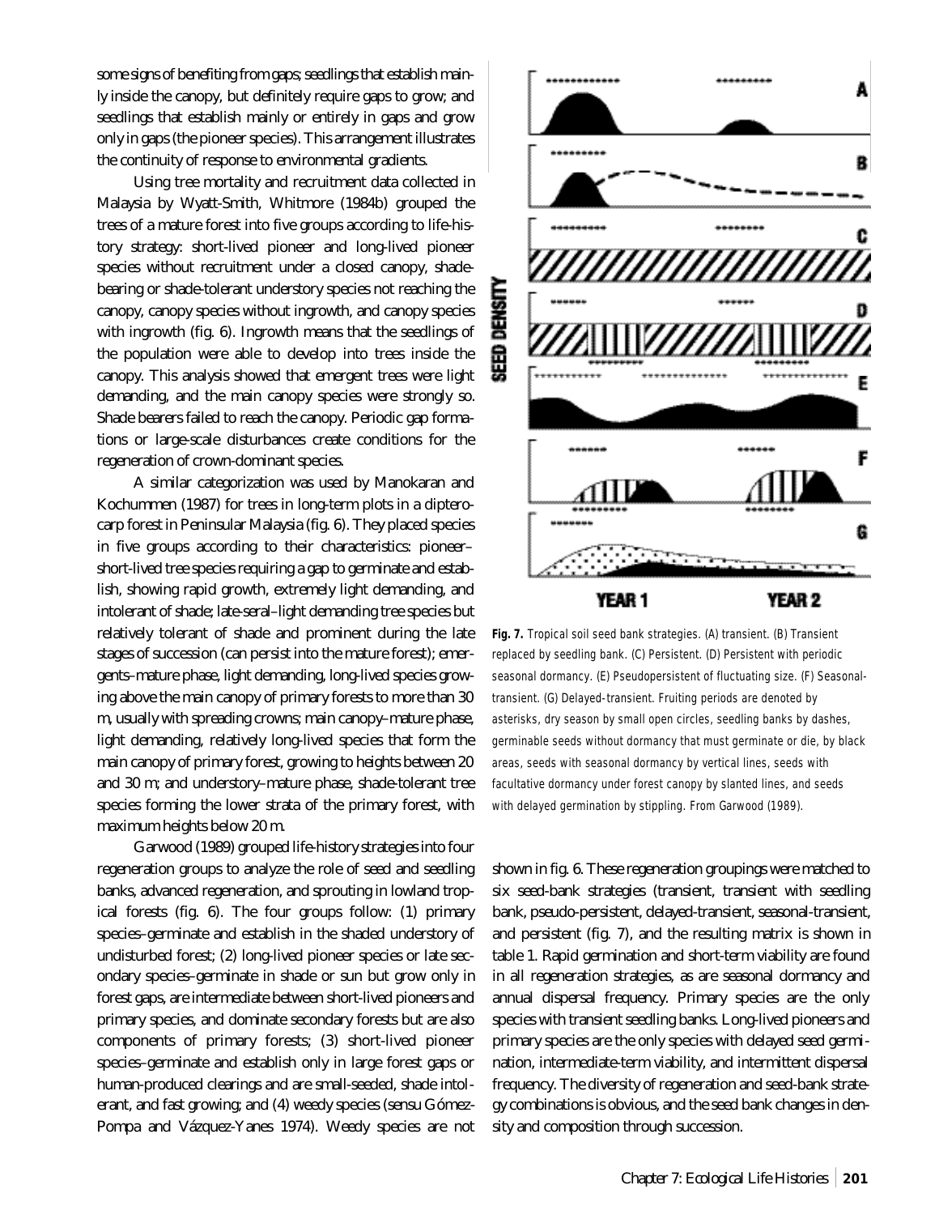some signs of benefiting from gaps; seedlings that establish mainly inside the canopy, but definitely require gaps to grow; and seedlings that establish mainly or entirely in gaps and grow only in gaps (the pioneer species). This arrangement illustrates the continuity of response to environmental gradients.

Using tree mortality and recruitment data collected in Malaysia by Wyatt-Smith, Whitmore (1984b) grouped the trees of a mature forest into five groups according to life-history strategy: short-lived pioneer and long-lived pioneer species without recruitment under a closed canopy, shade-bearing or shade-tolerant understory species not reaching the canopy, canopy species without ingrowth, and canopy species with ingrowth (fig. 6). Ingrowth means that the seedlings of the population were able to develop into trees inside the canopy. This analysis showed that emergent trees were light demanding, and the main canopy species were strongly so. Shade bearers failed to reach the canopy. Periodic gap formations or large-scale disturbances create conditions for the regeneration of crown-dominant species.

A similar categorization was used by Manokaran and Kochummen (1987) for trees in long-term plots in a dipterocarp forest in Peninsular Malaysia (fig. 6). They placed species in five groups according to their characteristics: pioneer–short-lived tree species requiring a gap to germinate and establish, showing rapid growth, extremely light demanding, and intolerant of shade; late-seral–light demanding tree species but relatively tolerant of shade and prominent during the late stages of succession (can persist into the mature forest); emergents–mature phase, light demanding, long-lived species growing above the main canopy of primary forests to more than 30 m, usually with spreading crowns; main canopy–mature phase, light demanding, relatively long-lived species that form the main canopy of primary forest, growing to heights between 20 and 30 m; and understory–mature phase, shade-tolerant tree species forming the lower strata of the primary forest, with maximum heights below 20 m.

Garwood (1989) grouped life-history strategies into four regeneration groups to analyze the role of seed and seedling banks, advanced regeneration, and sprouting in lowland tropical forests (fig. 6). The four groups follow: (1) primary species–germinate and establish in the shaded understory of undisturbed forest; (2) long-lived pioneer species or late secondary species–germinate in shade or sun but grow only in forest gaps, are intermediate between short-lived pioneers and primary species, and dominate secondary forests but are also components of primary forests; (3) short-lived pioneer species–germinate and establish only in large forest gaps or human-produced clearings and are small-seeded, shade intolerant, and fast growing; and (4) weedy species (sensu Gómez-Pompa and Vázquez-Yanes 1974). Weedy species are not

**Fig. 7.** Tropical soil seed bank strategies. (A) transient. (B) Transient replaced by seedling bank. (C) Persistent. (D) Persistent with periodic seasonal dormancy. (E) Pseudopersistent of fluctuating size. (F) Seasonal-transient. (G) Delayed-transient. Fruiting periods are denoted by asterisks, dry season by small open circles, seedling banks by dashes, germinable seeds without dormancy that must germinate or die, by black areas, seeds with seasonal dormancy by vertical lines, seeds with facultative dormancy under forest canopy by slanted lines, and seeds with delayed germination by stippling. From Garwood (1989).

shown in fig. 6. These regeneration groupings were matched to six seed-bank strategies (transient, transient with seedling bank, pseudo-persistent, delayed-transient, seasonal-transient, and persistent (fig. 7), and the resulting matrix is shown in table 1. Rapid germination and short-term viability are found in all regeneration strategies, as are seasonal dormancy and annual dispersal frequency. Primary species are the only species with transient seedling banks. Long-lived pioneers and primary species are the only species with delayed seed germination, intermediate-term viability, and intermittent dispersal frequency. The diversity of regeneration and seed-bank strategy combinations is obvious, and the seed bank changes in density and composition through succession.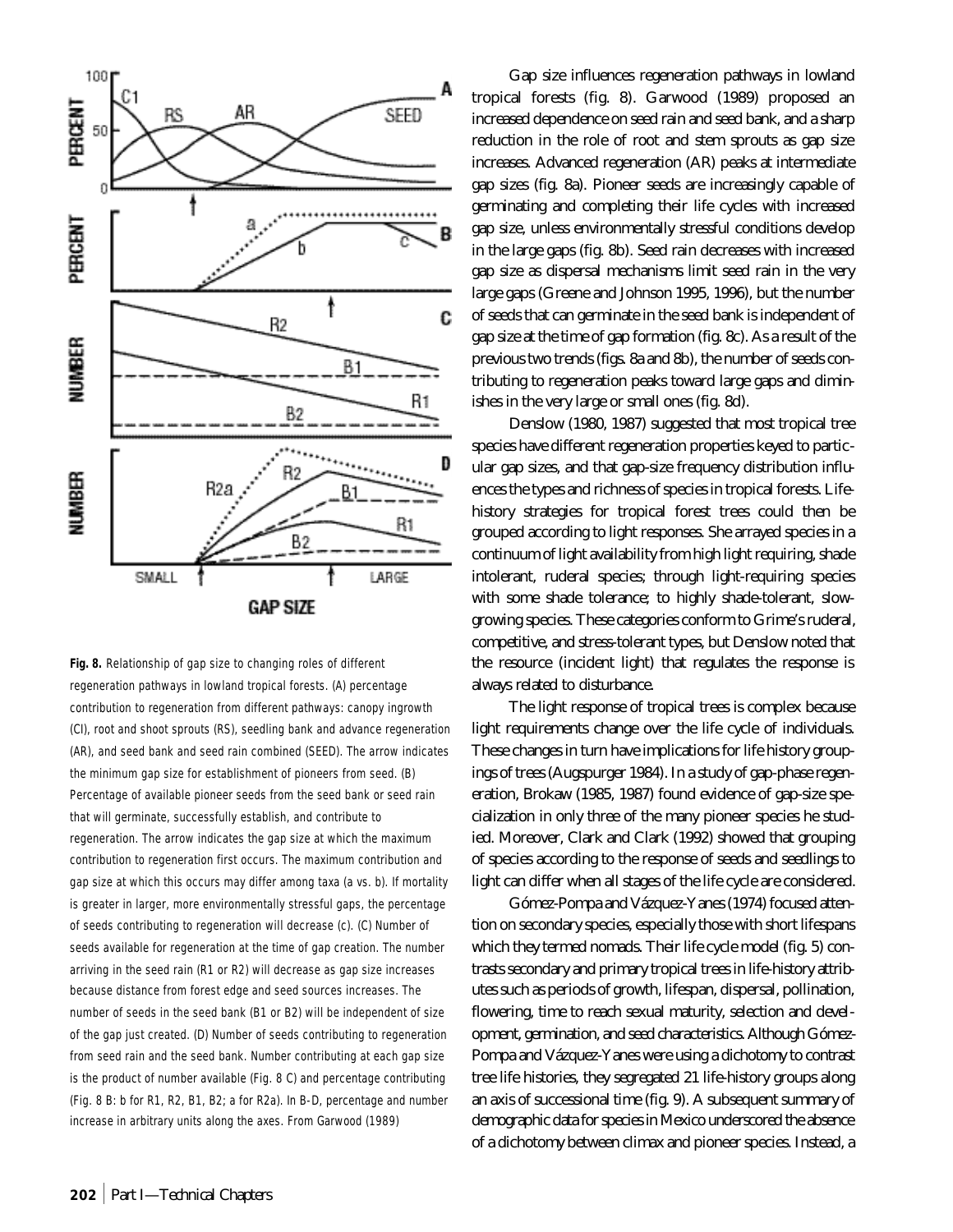**Fig. 8.** Relationship of gap size to changing roles of different regeneration pathways in lowland tropical forests. (A) percentage contribution to regeneration from different pathways: canopy ingrowth (CI), root and shoot sprouts (RS), seedling bank and advance regeneration (AR), and seed bank and seed rain combined (SEED). The arrow indicates the minimum gap size for establishment of pioneers from seed. (B) Percentage of available pioneer seeds from the seed bank or seed rain that will germinate, successfully establish, and contribute to regeneration. The arrow indicates the gap size at which the maximum contribution to regeneration first occurs. The maximum contribution and gap size at which this occurs may differ among taxa (a vs. b). If mortality is greater in larger, more environmentally stressful gaps, the percentage of seeds contributing to regeneration will decrease (c). (C) Number of seeds available for regeneration at the time of gap creation. The number arriving in the seed rain (R1 or R2) will decrease as gap size increases because distance from forest edge and seed sources increases. The number of seeds in the seed bank (B1 or B2) will be independent of size of the gap just created. (D) Number of seeds contributing to regeneration from seed rain and the seed bank. Number contributing at each gap size is the product of number available (Fig. 8 C) and percentage contributing (Fig. 8 B: b for R1, R2, B1, B2; a for R2a). In B-D, percentage and number increase in arbitrary units along the axes. From Garwood (1989)

Gap size influences regeneration pathways in lowland tropical forests (fig. 8). Garwood (1989) proposed an increased dependence on seed rain and seed bank, and a sharp reduction in the role of root and stem sprouts as gap size increases. Advanced regeneration (AR) peaks at intermediate gap sizes (fig. 8a). Pioneer seeds are increasingly capable of germinating and completing their life cycles with increased gap size, unless environmentally stressful conditions develop in the large gaps (fig. 8b). Seed rain decreases with increased gap size as dispersal mechanisms limit seed rain in the very large gaps (Greene and Johnson 1995, 1996), but the number of seeds that can germinate in the seed bank is independent of gap size at the time of gap formation (fig. 8c). As a result of the previous two trends (figs. 8a and 8b), the number of seeds contributing to regeneration peaks toward large gaps and diminishes in the very large or small ones (fig. 8d).

Denslow (1980, 1987) suggested that most tropical tree species have different regeneration properties keyed to particular gap sizes, and that gap-size frequency distribution influences the types and richness of species in tropical forests. Life-history strategies for tropical forest trees could then be grouped according to light responses. She arrayed species in a continuum of light availability from high light requiring, shade intolerant, ruderal species; through light-requiring species with some shade tolerance; to highly shade-tolerant, slow-growing species. These categories conform to Grime's ruderal, competitive, and stress-tolerant types, but Denslow noted that the resource (incident light) that regulates the response is always related to disturbance.

The light response of tropical trees is complex because light requirements change over the life cycle of individuals. These changes in turn have implications for life history groupings of trees (Augspurger 1984). In a study of gap-phase regeneration, Brokaw (1985, 1987) found evidence of gap-size specialization in only three of the many pioneer species he studied. Moreover, Clark and Clark (1992) showed that grouping of species according to the response of seeds and seedlings to light can differ when all stages of the life cycle are considered.

Gómez-Pompa and Vázquez-Yanes (1974) focused attention on secondary species, especially those with short lifespans which they termed nomads. Their life cycle model (fig. 5) contrasts secondary and primary tropical trees in life-history attributes such as periods of growth, lifespan, dispersal, pollination, flowering, time to reach sexual maturity, selection and development, germination, and seed characteristics. Although Gómez-Pompa and Vázquez-Yanes were using a dichotomy to contrast tree life histories, they segregated 21 life-history groups along an axis of successional time (fig. 9). A subsequent summary of demographic data for species in Mexico underscored the absence of a dichotomy between climax and pioneer species. Instead, a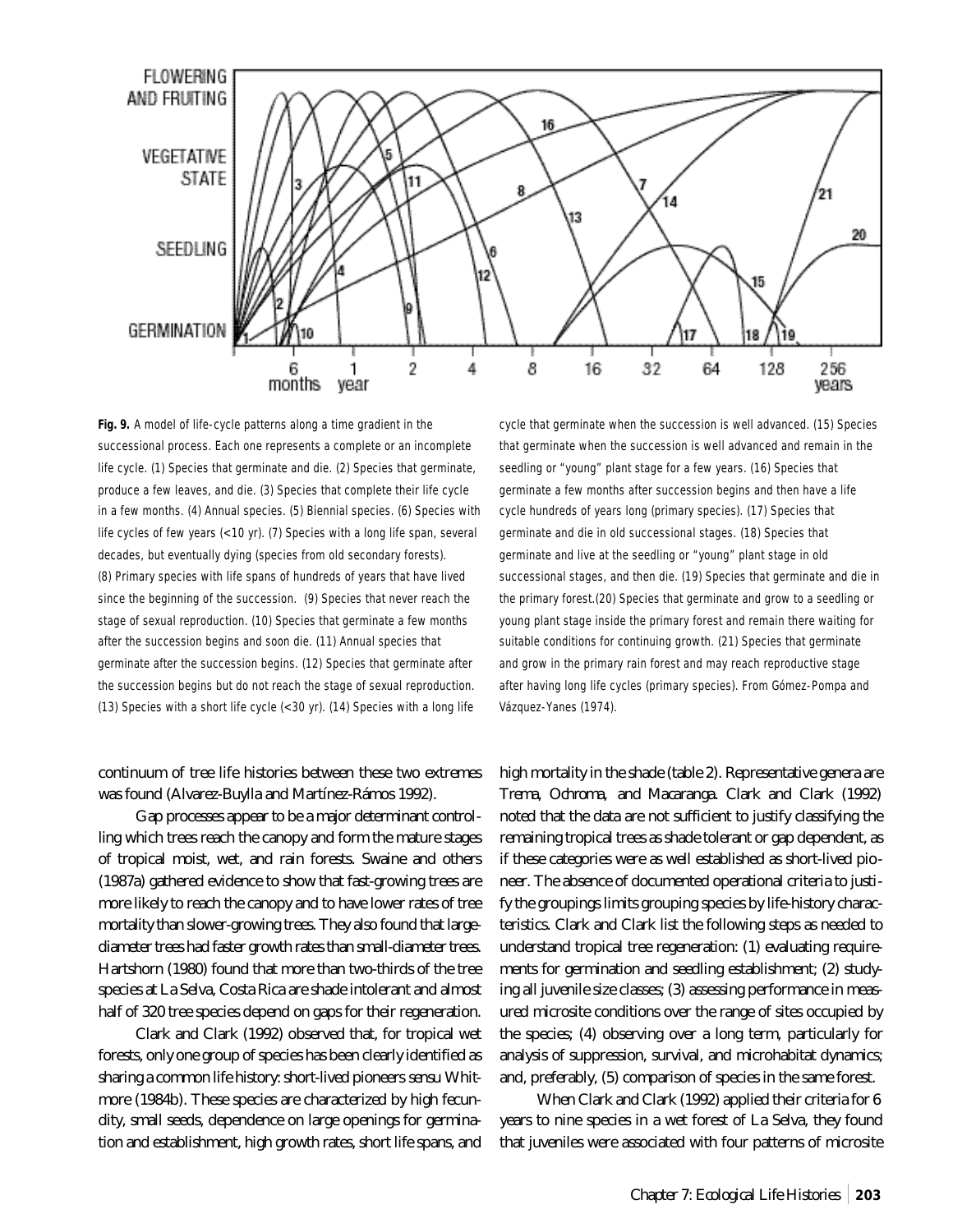**Fig. 9.** A model of life-cycle patterns along a time gradient in the successional process. Each one represents a complete or an incomplete life cycle. (1) Species that germinate and die. (2) Species that germinate, produce a few leaves, and die. (3) Species that complete their life cycle in a few months. (4) Annual species. (5) Biennial species. (6) Species with life cycles of few years (<10 yr). (7) Species with a long life span, several decades, but eventually dying (species from old secondary forests). (8) Primary species with life spans of hundreds of years that have lived since the beginning of the succession. (9) Species that never reach the stage of sexual reproduction. (10) Species that germinate a few months after the succession begins and soon die. (11) Annual species that germinate after the succession begins. (12) Species that germinate after the succession begins but do not reach the stage of sexual reproduction. (13) Species with a short life cycle (<30 yr). (14) Species with a long life cycle that germinate when the succession is well advanced. (15) Species that germinate when the succession is well advanced and remain in the seedling or "young" plant stage for a few years. (16) Species that germinate a few months after succession begins and then have a life cycle hundreds of years long (primary species). (17) Species that germinate and die in old successional stages. (18) Species that germinate and live at the seedling or "young" plant stage in old successional stages, and then die. (19) Species that germinate and die in the primary forest. (20) Species that germinate and grow to a seedling or young plant stage inside the primary forest and remain there waiting for suitable conditions for continuing growth. (21) Species that germinate and grow in the primary rain forest and may reach reproductive stage after having long life cycles (primary species). From Gómez-Pompa and Vázquez-Yanes (1974).

continuum of tree life histories between these two extremes was found (Alvarez-Buylla and Martínez-Rámos 1992).

Gap processes appear to be a major determinant controlling which trees reach the canopy and form the mature stages of tropical moist, wet, and rain forests. Swaine and others (1987a) gathered evidence to show that fast-growing trees are more likely to reach the canopy and to have lower rates of tree mortality than slower-growing trees. They also found that large-diameter trees had faster growth rates than small-diameter trees. Hartshorn (1980) found that more than two-thirds of the tree species at La Selva, Costa Rica are shade intolerant and almost half of 320 tree species depend on gaps for their regeneration.

Clark and Clark (1992) observed that, for tropical wet forests, only one group of species has been clearly identified as sharing a common life history: short-lived pioneers *sensu* Whitmore (1984b). These species are characterized by high fecundity, small seeds, dependence on large openings for germination and establishment, high growth rates, short life spans, and high mortality in the shade (table 2). Representative genera are *Trema*, *Ochroma*, and *Macaranga*. Clark and Clark (1992) noted that the data are not sufficient to justify classifying the remaining tropical trees as shade tolerant or gap dependent, as if these categories were as well established as short-lived pioneer. The absence of documented operational criteria to justify the groupings limits grouping species by life-history characteristics. Clark and Clark list the following steps as needed to understand tropical tree regeneration: (1) evaluating requirements for germination and seedling establishment; (2) studying all juvenile size classes; (3) assessing performance in measured microsite conditions over the range of sites occupied by the species; (4) observing over a long term, particularly for analysis of suppression, survival, and microhabitat dynamics; and, preferably, (5) comparison of species in the same forest.

When Clark and Clark (1992) applied their criteria for 6 years to nine species in a wet forest of La Selva, they found that juveniles were associated with four patterns of microsite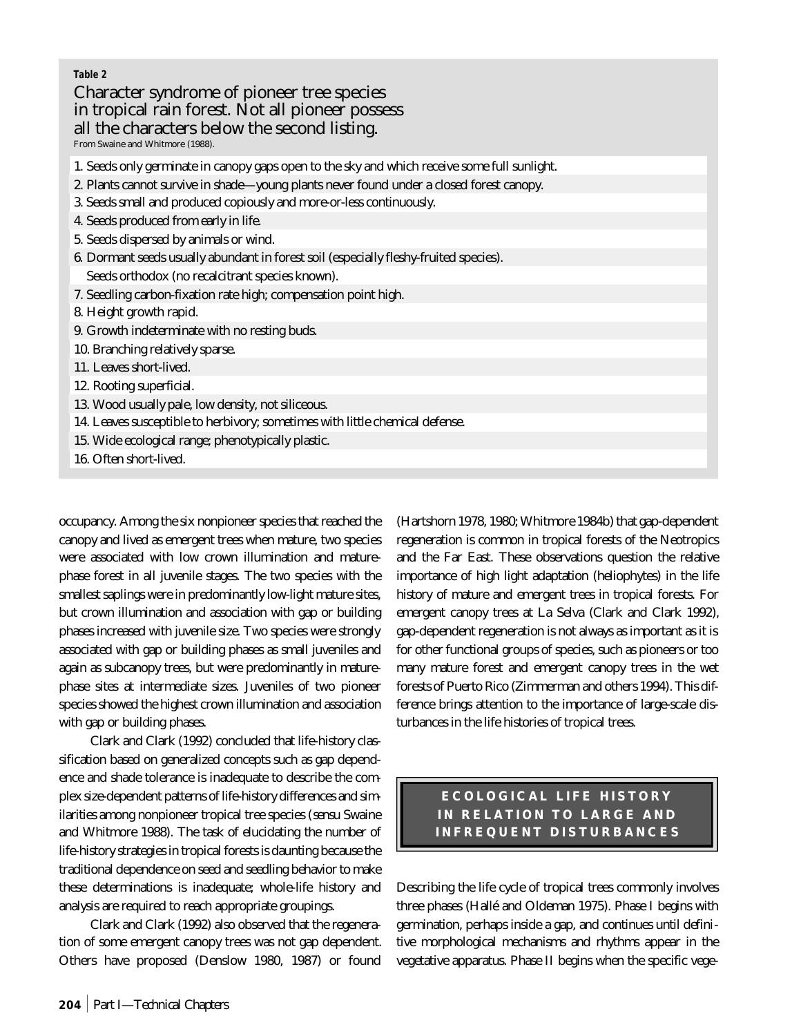**Table 2**

Character syndrome of pioneer tree species in tropical rain forest. Not all pioneer possess all the characters below the second listing.

From Swaine and Whitmore (1988).

| |
|---|
| 1. Seeds only germinate in canopy gaps open to the sky and which receive some full sunlight. |
| 2. Plants cannot survive in shade—young plants never found under a closed forest canopy. |
| 3. Seeds small and produced copiously and more-or-less continuously. |
| 4. Seeds produced from early in life. |
| 5. Seeds dispersed by animals or wind. |
| 6. Dormant seeds usually abundant in forest soil (especially fleshy-fruited species). Seeds orthodox (no recalcitrant species known). |
| 7. Seedling carbon-fixation rate high; compensation point high. |
| 8. Height growth rapid. |
| 9. Growth indeterminate with no resting buds. |
| 10. Branching relatively sparse. |
| 11. Leaves short-lived. |
| 12. Rooting superficial. |
| 13. Wood usually pale, low density, not siliceous. |
| 14. Leaves susceptible to herbivory; sometimes with little chemical defense. |
| 15. Wide ecological range; phenotypically plastic. |
| 16. Often short-lived. |

occupancy. Among the six nonpioneer species that reached the canopy and lived as emergent trees when mature, two species were associated with low crown illumination and mature-phase forest in all juvenile stages. The two species with the smallest saplings were in predominantly low-light mature sites, but crown illumination and association with gap or building phases increased with juvenile size. Two species were strongly associated with gap or building phases as small juveniles and again as subcanopy trees, but were predominantly in mature-phase sites at intermediate sizes. Juveniles of two pioneer species showed the highest crown illumination and association with gap or building phases.

Clark and Clark (1992) concluded that life-history classification based on generalized concepts such as gap dependence and shade tolerance is inadequate to describe the complex size-dependent patterns of life-history differences and similarities among nonpioneer tropical tree species (sensu Swaine and Whitmore 1988). The task of elucidating the number of life-history strategies in tropical forests is daunting because the traditional dependence on seed and seedling behavior to make these determinations is inadequate; whole-life history and analysis are required to reach appropriate groupings.

Clark and Clark (1992) also observed that the regeneration of some emergent canopy trees was not gap dependent. Others have proposed (Denslow 1980, 1987) or found (Hartshorn 1978, 1980; Whitmore 1984b) that gap-dependent regeneration is common in tropical forests of the Neotropics and the Far East. These observations question the relative importance of high light adaptation (heliophytes) in the life history of mature and emergent trees in tropical forests. For emergent canopy trees at La Selva (Clark and Clark 1992), gap-dependent regeneration is not always as important as it is for other functional groups of species, such as pioneers or too many mature forest and emergent canopy trees in the wet forests of Puerto Rico (Zimmerman and others 1994). This difference brings attention to the importance of large-scale disturbances in the life histories of tropical trees.

## ECOLOGICAL LIFE HISTORY IN RELATION TO LARGE AND INFREQUENT DISTURBANCES

Describing the life cycle of tropical trees commonly involves three phases (Hallé and Oldeman 1975). Phase I begins with germination, perhaps inside a gap, and continues until definitive morphological mechanisms and rhythms appear in the vegetative apparatus. Phase II begins when the specific vege-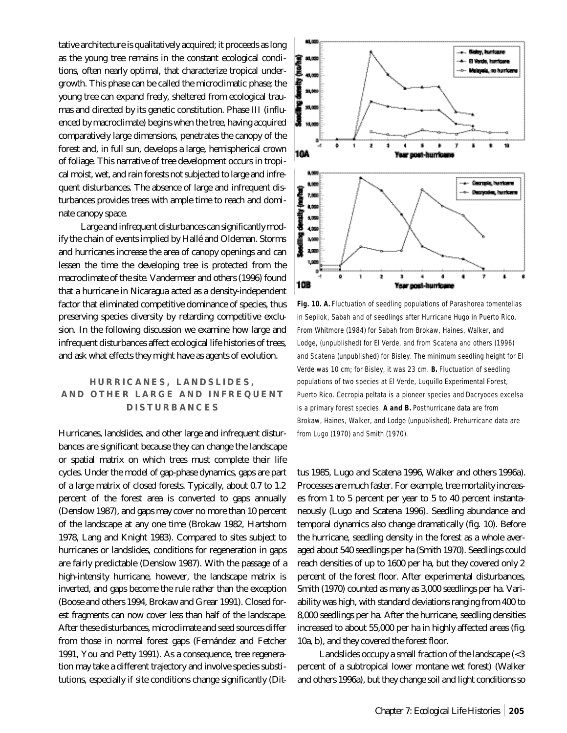tative architecture is qualitatively acquired; it proceeds as long as the young tree remains in the constant ecological conditions, often nearly optimal, that characterize tropical undergrowth. This phase can be called the microclimatic phase; the young tree can expand freely, sheltered from ecological traumas and directed by its genetic constitution. Phase III (influenced by macroclimate) begins when the tree, having acquired comparatively large dimensions, penetrates the canopy of the forest and, in full sun, develops a large, hemispherical crown of foliage. This narrative of tree development occurs in tropical moist, wet, and rain forests not subjected to large and infrequent disturbances. The absence of large and infrequent disturbances provides trees with ample time to reach and dominate canopy space.

Large and infrequent disturbances can significantly modify the chain of events implied by Hallé and Oldeman. Storms and hurricanes increase the area of canopy openings and can lessen the time the developing tree is protected from the macroclimate of the site. Vandermeer and others (1996) found that a hurricane in Nicaragua acted as a density-independent factor that eliminated competitive dominance of species, thus preserving species diversity by retarding competitive exclusion. In the following discussion we examine how large and infrequent disturbances affect ecological life histories of trees, and ask what effects they might have as agents of evolution.

## HURRICANES, LANDSLIDES, AND OTHER LARGE AND INFREQUENT DISTURBANCES

Hurricanes, landslides, and other large and infrequent disturbances are significant because they can change the landscape or spatial matrix on which trees must complete their life cycles. Under the model of gap-phase dynamics, gaps are part of a large matrix of closed forests. Typically, about 0.7 to 1.2 percent of the forest area is converted to gaps annually (Denslow 1987), and gaps may cover no more than 10 percent of the landscape at any one time (Brokaw 1982, Hartshorn 1978, Lang and Knight 1983). Compared to sites subject to hurricanes or landslides, conditions for regeneration in gaps are fairly predictable (Denslow 1987). With the passage of a high-intensity hurricane, however, the landscape matrix is inverted, and gaps become the rule rather than the exception (Boose and others 1994, Brokaw and Grear 1991). Closed forest fragments can now cover less than half of the landscape. After these disturbances, microclimate and seed sources differ from those in normal forest gaps (Fernández and Fetcher 1991, You and Petty 1991). As a consequence, tree regeneration may take a different trajectory and involve species substitutions, especially if site conditions change significantly (Dittus 1985, Lugo and Scatena 1996, Walker and others 1996a). Processes are much faster. For example, tree mortality increases from 1 to 5 percent per year to 5 to 40 percent instantaneously (Lugo and Scatena 1996). Seedling abundance and temporal dynamics also change dramatically (fig. 10). Before the hurricane, seedling density in the forest as a whole averaged about 540 seedlings per ha (Smith 1970). Seedlings could reach densities of up to 1600 per ha, but they covered only 2 percent of the forest floor. After experimental disturbances, Smith (1970) counted as many as 3,000 seedlings per ha. Variability was high, with standard deviations ranging from 400 to 8,000 seedlings per ha. After the hurricane, seedling densities increased to about 55,000 per ha in highly affected areas (fig. 10a, b), and they covered the forest floor.

**Fig. 10. A.** Fluctuation of seedling populations of *Parashorea tomentellas* in Sepilok, Sabah and of seedlings after Hurricane Hugo in Puerto Rico. From Whitmore (1984) for Sabah from Brokaw, Haines, Walker, and Lodge, (unpublished) for El Verde, and from Scatena and others (1996) and Scatena (unpublished) for Bisley. The minimum seedling height for El Verde was 10 cm; for Bisley, it was 23 cm. **B.** Fluctuation of seedling populations of two species at El Verde, Luquillo Experimental Forest, Puerto Rico. *Cecropia peltata* is a pioneer species and *Dacryodes excelsa* is a primary forest species. **A and B.** Posthurricane data are from Brokaw, Haines, Walker, and Lodge (unpublished). Prehurricane data are from Lugo (1970) and Smith (1970).

Landslides occupy a small fraction of the landscape (<3 percent of a subtropical lower montane wet forest) (Walker and others 1996a), but they change soil and light conditions so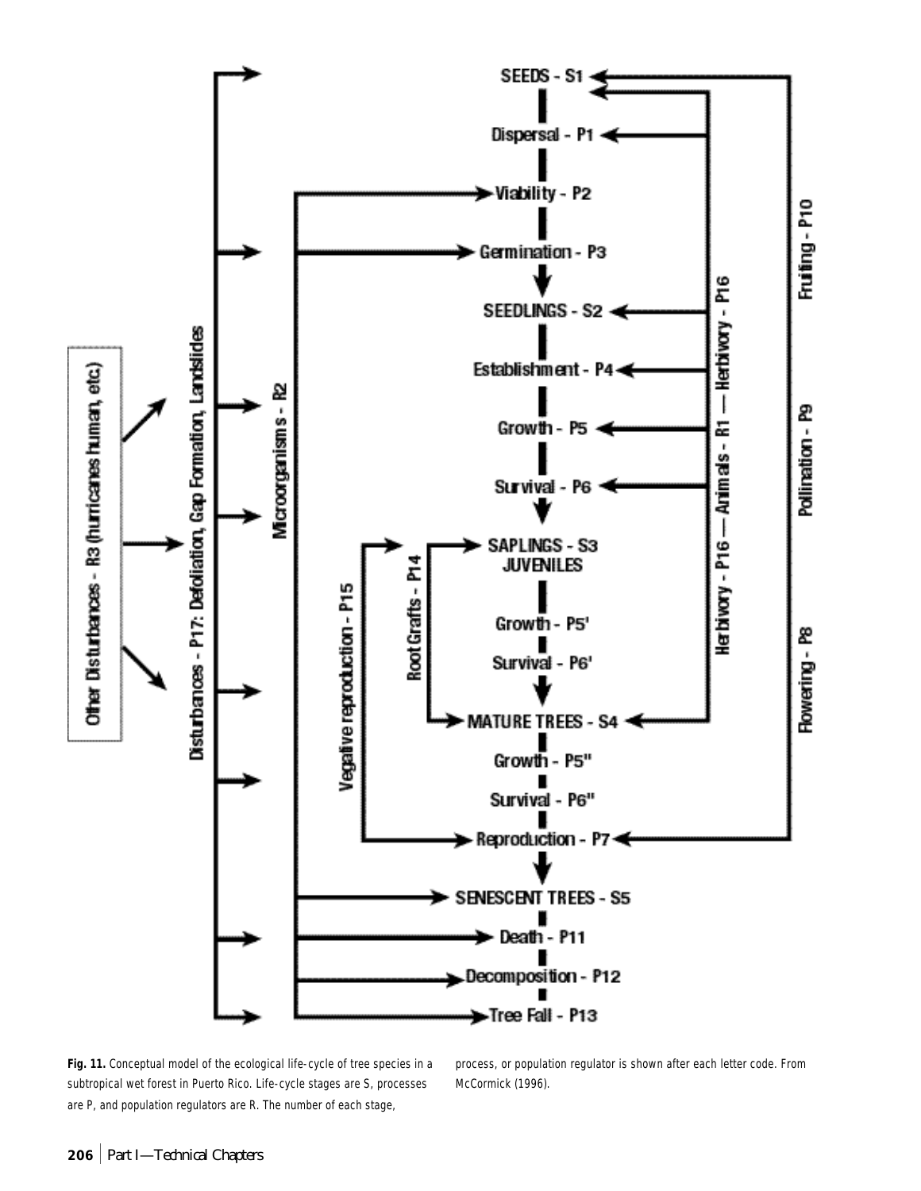**Fig. 11.** Conceptual model of the ecological life-cycle of tree species in a subtropical wet forest in Puerto Rico. Life-cycle stages are S, processes are P, and population regulators are R. The number of each stage, process, or population regulator is shown after each letter code. From McCormick (1996).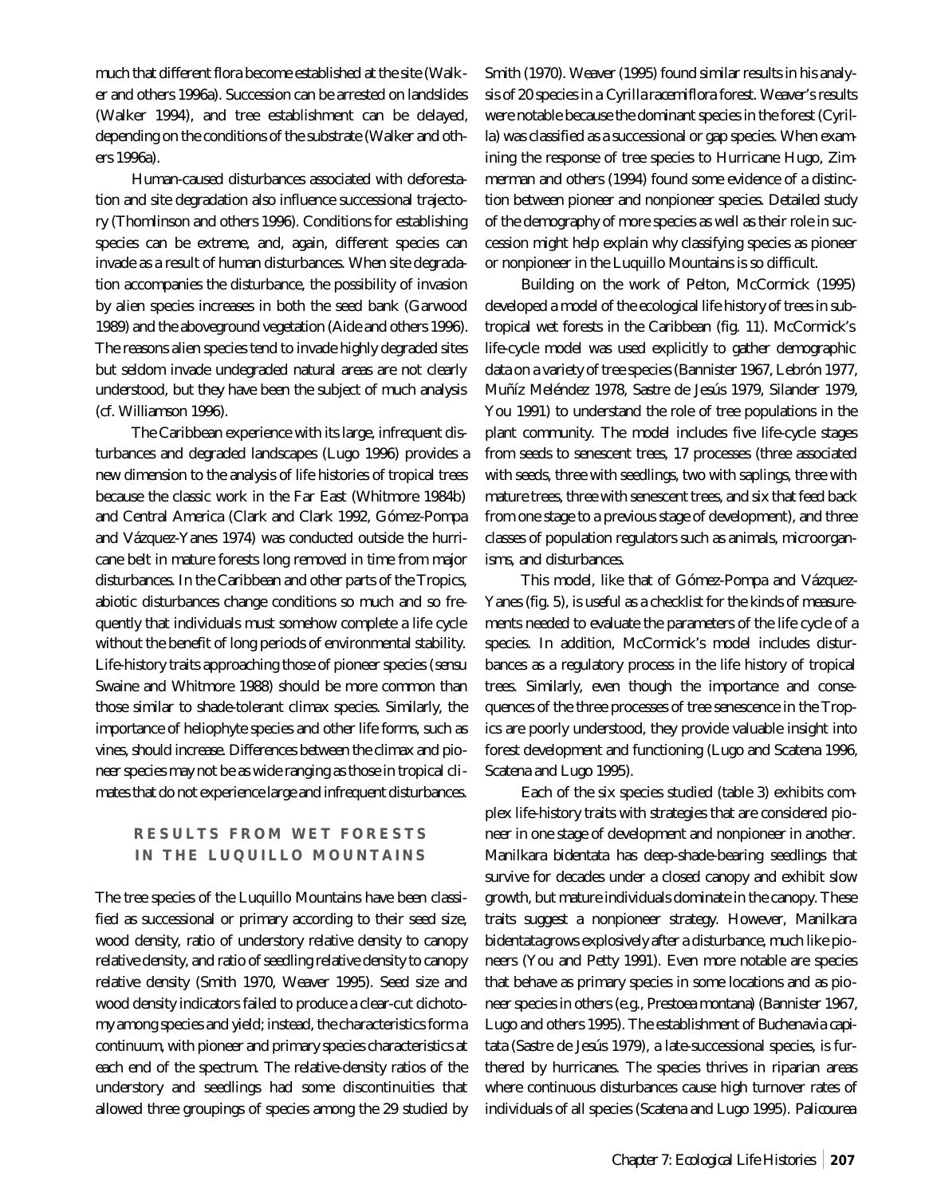much that different flora become established at the site (Walker and others 1996a). Succession can be arrested on landslides (Walker 1994), and tree establishment can be delayed, depending on the conditions of the substrate (Walker and others 1996a).

Human-caused disturbances associated with deforestation and site degradation also influence successional trajectory (Thomlinson and others 1996). Conditions for establishing species can be extreme, and, again, different species can invade as a result of human disturbances. When site degradation accompanies the disturbance, the possibility of invasion by alien species increases in both the seed bank (Garwood 1989) and the aboveground vegetation (Aide and others 1996). The reasons alien species tend to invade highly degraded sites but seldom invade undegraded natural areas are not clearly understood, but they have been the subject of much analysis (cf. Williamson 1996).

The Caribbean experience with its large, infrequent disturbances and degraded landscapes (Lugo 1996) provides a new dimension to the analysis of life histories of tropical trees because the classic work in the Far East (Whitmore 1984b) and Central America (Clark and Clark 1992, Gómez-Pompa and Vázquez-Yanes 1974) was conducted outside the hurricane belt in mature forests long removed in time from major disturbances. In the Caribbean and other parts of the Tropics, abiotic disturbances change conditions so much and so frequently that individuals must somehow complete a life cycle without the benefit of long periods of environmental stability. Life-history traits approaching those of pioneer species (*sensu* Swaine and Whitmore 1988) should be more common than those similar to shade-tolerant climax species. Similarly, the importance of heliophyte species and other life forms, such as vines, should increase. Differences between the climax and pioneer species may not be as wide ranging as those in tropical climates that do not experience large and infrequent disturbances.

## RESULTS FROM WET FORESTS IN THE LUQUILLO MOUNTAINS

The tree species of the Luquillo Mountains have been classified as successional or primary according to their seed size, wood density, ratio of understory relative density to canopy relative density, and ratio of seedling relative density to canopy relative density (Smith 1970, Weaver 1995). Seed size and wood density indicators failed to produce a clear-cut dichotomy among species and yield; instead, the characteristics form a continuum, with pioneer and primary species characteristics at each end of the spectrum. The relative-density ratios of the understory and seedlings had some discontinuities that allowed three groupings of species among the 29 studied by Smith (1970). Weaver (1995) found similar results in his analysis of 20 species in a *Cyrilla racemiflora* forest. Weaver's results were notable because the dominant species in the forest (*Cyrilla*) was classified as a successional or gap species. When examining the response of tree species to Hurricane Hugo, Zimmerman and others (1994) found some evidence of a distinction between pioneer and nonpioneer species. Detailed study of the demography of more species as well as their role in succession might help explain why classifying species as pioneer or nonpioneer in the Luquillo Mountains is so difficult.

Building on the work of Pelton, McCormick (1995) developed a model of the ecological life history of trees in subtropical wet forests in the Caribbean (fig. 11). McCormick's life-cycle model was used explicitly to gather demographic data on a variety of tree species (Bannister 1967, Lebrón 1977, Muñíz Meléndez 1978, Sastre de Jesús 1979, Silander 1979, You 1991) to understand the role of tree populations in the plant community. The model includes five life-cycle stages from seeds to senescent trees, 17 processes (three associated with seeds, three with seedlings, two with saplings, three with mature trees, three with senescent trees, and six that feed back from one stage to a previous stage of development), and three classes of population regulators such as animals, microorganisms, and disturbances.

This model, like that of Gómez-Pompa and Vázquez-Yanes (fig. 5), is useful as a checklist for the kinds of measurements needed to evaluate the parameters of the life cycle of a species. In addition, McCormick's model includes disturbances as a regulatory process in the life history of tropical trees. Similarly, even though the importance and consequences of the three processes of tree senescence in the Tropics are poorly understood, they provide valuable insight into forest development and functioning (Lugo and Scatena 1996, Scatena and Lugo 1995).

Each of the six species studied (table 3) exhibits complex life-history traits with strategies that are considered pioneer in one stage of development and nonpioneer in another. *Manilkara bidentata* has deep-shade-bearing seedlings that survive for decades under a closed canopy and exhibit slow growth, but mature individuals dominate in the canopy. These traits suggest a nonpioneer strategy. However, *Manilkara bidentata* grows explosively after a disturbance, much like pioneers (You and Petty 1991). Even more notable are species that behave as primary species in some locations and as pioneer species in others (e.g., *Prestoea montana*) (Bannister 1967, Lugo and others 1995). The establishment of *Buchenavia capitata* (Sastre de Jesús 1979), a late-successional species, is furthered by hurricanes. The species thrives in riparian areas where continuous disturbances cause high turnover rates of individuals of all species (Scatena and Lugo 1995). *Palicourea*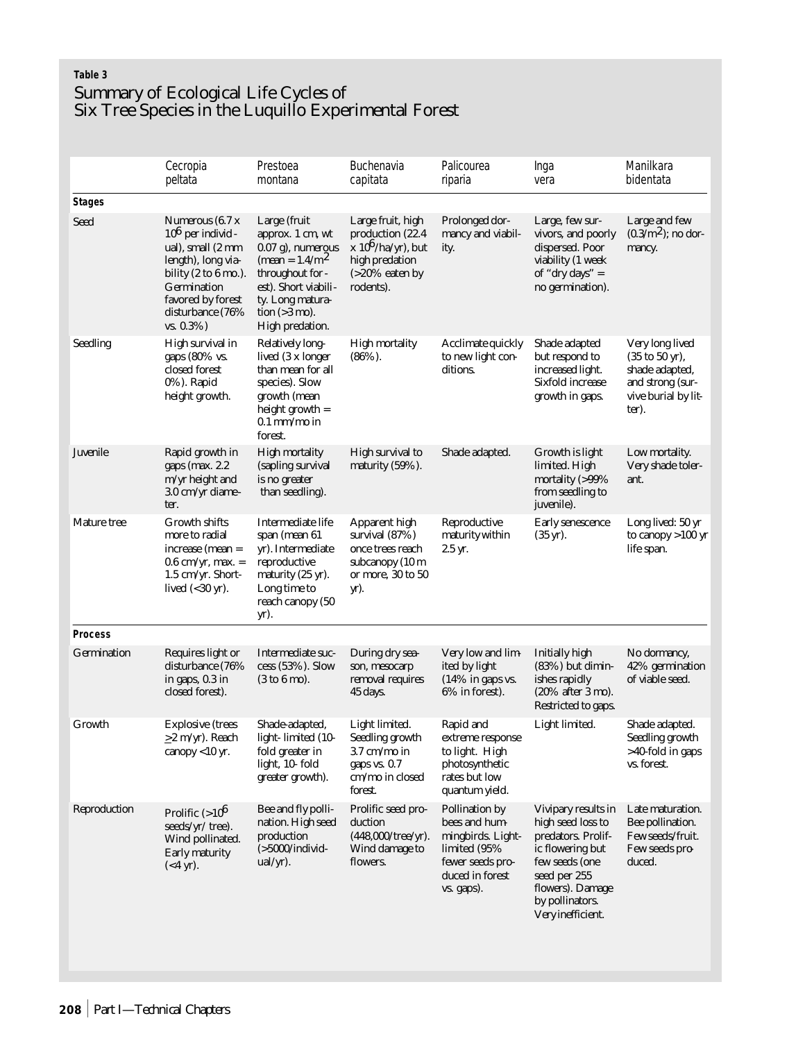**Table 3**

## Summary of Ecological Life Cycles of Six Tree Species in the Luquillo Experimental Forest

| | *Cecropia peltata* | *Prestoea montana* | *Buchenavia capitata* | *Palicourea riparia* | *Inga vera* | *Manilkara bidentata* |
|---|---|---|---|---|---|---|
| **Stages** | | | | | | |
| Seed | Numerous (6.7 x $10^6$ per individual), small (2 mm length), long viability (2 to 6 mo.). Germination favored by forest disturbance (76% vs. 0.3%) | Large (fruit approx. 1 cm, wt 0.07 g), numerous (mean = $1.4/m^2$ throughout forest). Short viability. Long maturation (>3 mo). High predation. | Large fruit, high production (22.4 x $10^6$/ha/yr), but high predation (>20% eaten by rodents). | Prolonged dormancy and viability. | Large, few survivors, and poorly dispersed. Poor viability (1 week of "dry days" = no germination). | Large and few ($0.3/m^2$); no dormancy. |
| Seedling | High survival in gaps (80% vs. closed forest 0%). Rapid height growth. | Relatively long-lived (3 x longer than mean for all species). Slow growth (mean height growth = 0.1 mm/mo in forest. | High mortality (86%). | Acclimate quickly to new light conditions. | Shade adapted but respond to increased light. Sixfold increase growth in gaps. | Very long lived (35 to 50 yr), shade adapted, and strong (survive burial by litter). |
| Juvenile | Rapid growth in gaps (max. 2.2 m/yr height and 3.0 cm/yr diameter. | High mortality (sapling survival is no greater than seedling). | High survival to maturity (59%). | Shade adapted. | Growth is light limited. High mortality (>99% from seedling to juvenile). | Low mortality. Very shade tolerant. |
| Mature tree | Growth shifts more to radial increase (mean = 0.6 cm/yr, max. = 1.5 cm/yr. Short-lived (<30 yr). | Intermediate life span (mean 61 yr). Intermediate reproductive maturity (25 yr). Long time to reach canopy (50 yr). | Apparent high survival (87%) once trees reach subcanopy (10 m or more, 30 to 50 yr). | Reproductive maturity within 2.5 yr. | Early senescence (35 yr). | Long lived: 50 yr to canopy >100 yr life span. |
| **Process** | | | | | | |
| Germination | Requires light or disturbance (76% in gaps, 0.3 in closed forest). | Intermediate success (53%). Slow (3 to 6 mo). | During dry season, mesocarp removal requires 45 days. | Very low and limited by light (14% in gaps vs. 6% in forest). | Initially high (83%) but diminishes rapidly (20% after 3 mo). Restricted to gaps. | No dormancy, 42% germination of viable seed. |
| Growth | Explosive (trees ≥2 m/yr). Reach canopy <10 yr. | Shade-adapted, light- limited (10-fold greater in light, 10- fold greater growth). | Light limited. Seedling growth 3.7 cm/mo in gaps vs. 0.7 cm/mo in closed forest. | Rapid and extreme response to light. High photosynthetic rates but low quantum yield. | Light limited. | Shade adapted. Seedling growth >40-fold in gaps vs. forest. |
| Reproduction | Prolific (>$10^6$ seeds/yr/ tree). Wind pollinated. Early maturity (<4 yr). | Bee and fly pollination. High seed production (>5000/individual/yr). | Prolific seed production (448,000/tree/yr). Wind damage to flowers. | Pollination by bees and hummingbirds. Light-limited (95% fewer seeds produced in forest vs. gaps). | Vivipary results in high seed loss to predators. Prolific flowering but few seeds (one seed per 255 flowers). Damage by pollinators. Very inefficient. | Late maturation. Bee pollination. Few seeds/fruit. Few seeds produced. |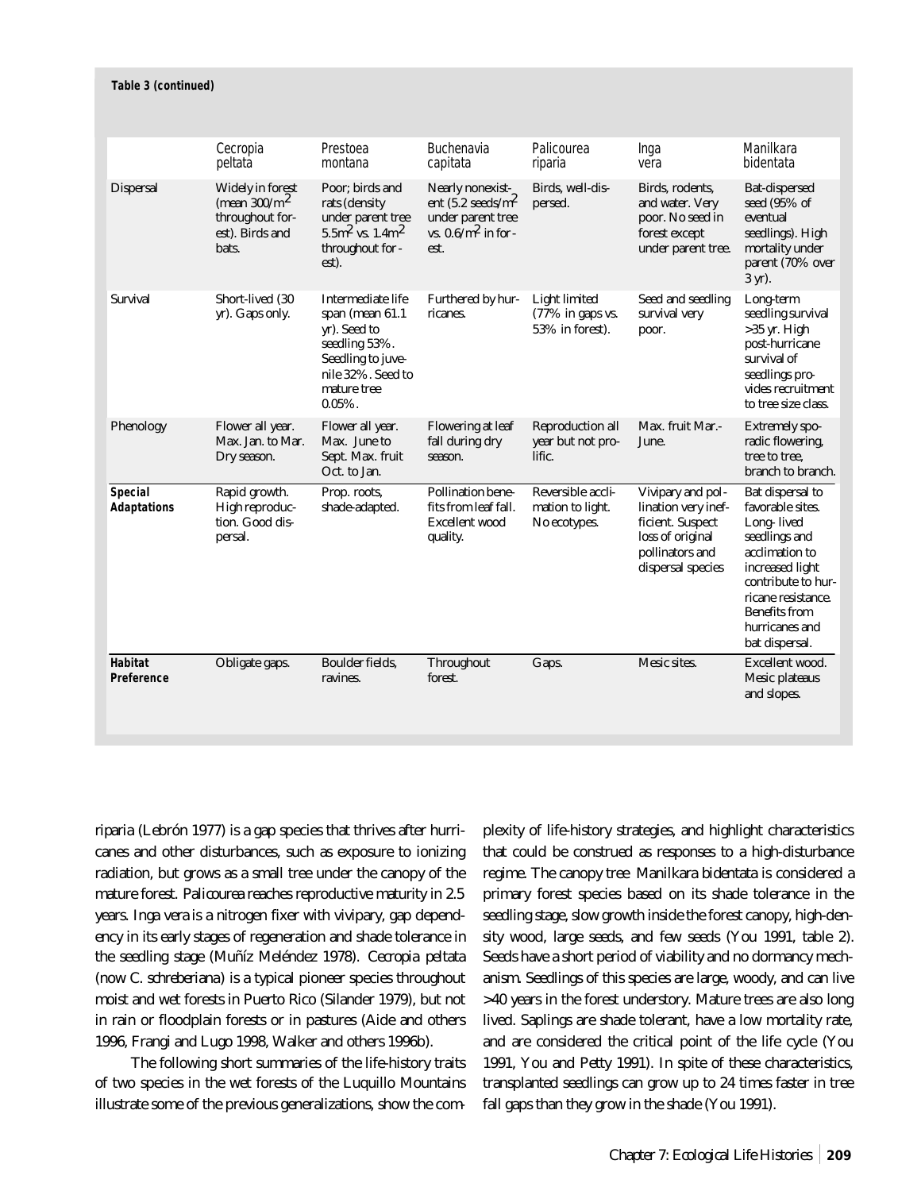**Table 3 (continued)**

| | *Cecropia peltata* | *Prestoea montana* | *Buchenavia capitata* | *Palicourea riparia* | *Inga vera* | *Manilkara bidentata* |
|---|---|---|---|---|---|---|
| Dispersal | Widely in forest (mean 300/m$^2$ throughout forest). Birds and bats. | Poor; birds and rats (density under parent tree 5.5m$^2$ vs. 1.4m$^2$ throughout forest). | Nearly nonexistent (5.2 seeds/m$^2$ under parent tree vs. 0.6/m$^2$ in forest. | Birds, well-dispersed. | Birds, rodents, and water. Very poor. No seed in forest except under parent tree. | Bat-dispersed seed (95% of eventual seedlings). High mortality under parent (70% over 3 yr). |
| Survival | Short-lived (30 yr). Gaps only. | Intermediate life span (mean 61.1 yr). Seed to seedling 53%. Seedling to juvenile 32%. Seed to mature tree 0.05%. | Furthered by hurricanes. | Light limited (77% in gaps vs. 53% in forest). | Seed and seedling survival very poor. | Long-term seedling survival >35 yr. High post-hurricane survival of seedlings provides recruitment to tree size class. |
| Phenology | Flower all year. Max. Jan. to Mar. Dry season. | Flower all year. Max. June to Sept. Max. fruit Oct. to Jan. | Flowering at leaf fall during dry season. | Reproduction all year but not prolific. | Max. fruit Mar.-June. | Extremely sporadic flowering, tree to tree, branch to branch. |
| **Special Adaptations** | Rapid growth. High reproduction. Good dispersal. | Prop. roots, shade-adapted. | Pollination benefits from leaf fall. Excellent wood quality. | Reversible acclimation to light. No ecotypes. | Vivipary and pollination very inefficient. Suspect loss of original pollinators and dispersal species | Bat dispersal to favorable sites. Long- lived seedlings and acclimation to increased light contribute to hurricane resistance. Benefits from hurricanes and bat dispersal. |
| **Habitat Preference** | Obligate gaps. | Boulder fields, ravines. | Throughout forest. | Gaps. | Mesic sites. | Excellent wood. Mesic plateaus and slopes. |

*riparia* (Lebrón 1977) is a gap species that thrives after hurricanes and other disturbances, such as exposure to ionizing radiation, but grows as a small tree under the canopy of the mature forest. *Palicourea* reaches reproductive maturity in 2.5 years. *Inga vera* is a nitrogen fixer with vivipary, gap dependency in its early stages of regeneration and shade tolerance in the seedling stage (Muñíz Meléndez 1978). *Cecropia peltata* (now *C. schreberiana*) is a typical pioneer species throughout moist and wet forests in Puerto Rico (Silander 1979), but not in rain or floodplain forests or in pastures (Aide and others 1996, Frangi and Lugo 1998, Walker and others 1996b).

The following short summaries of the life-history traits of two species in the wet forests of the Luquillo Mountains illustrate some of the previous generalizations, show the complexity of life-history strategies, and highlight characteristics that could be construed as responses to a high-disturbance regime. The canopy tree *Manilkara bidentata* is considered a primary forest species based on its shade tolerance in the seedling stage, slow growth inside the forest canopy, high-density wood, large seeds, and few seeds (You 1991, table 2). Seeds have a short period of viability and no dormancy mechanism. Seedlings of this species are large, woody, and can live >40 years in the forest understory. Mature trees are also long lived. Saplings are shade tolerant, have a low mortality rate, and are considered the critical point of the life cycle (You 1991, You and Petty 1991). In spite of these characteristics, transplanted seedlings can grow up to 24 times faster in tree fall gaps than they grow in the shade (You 1991).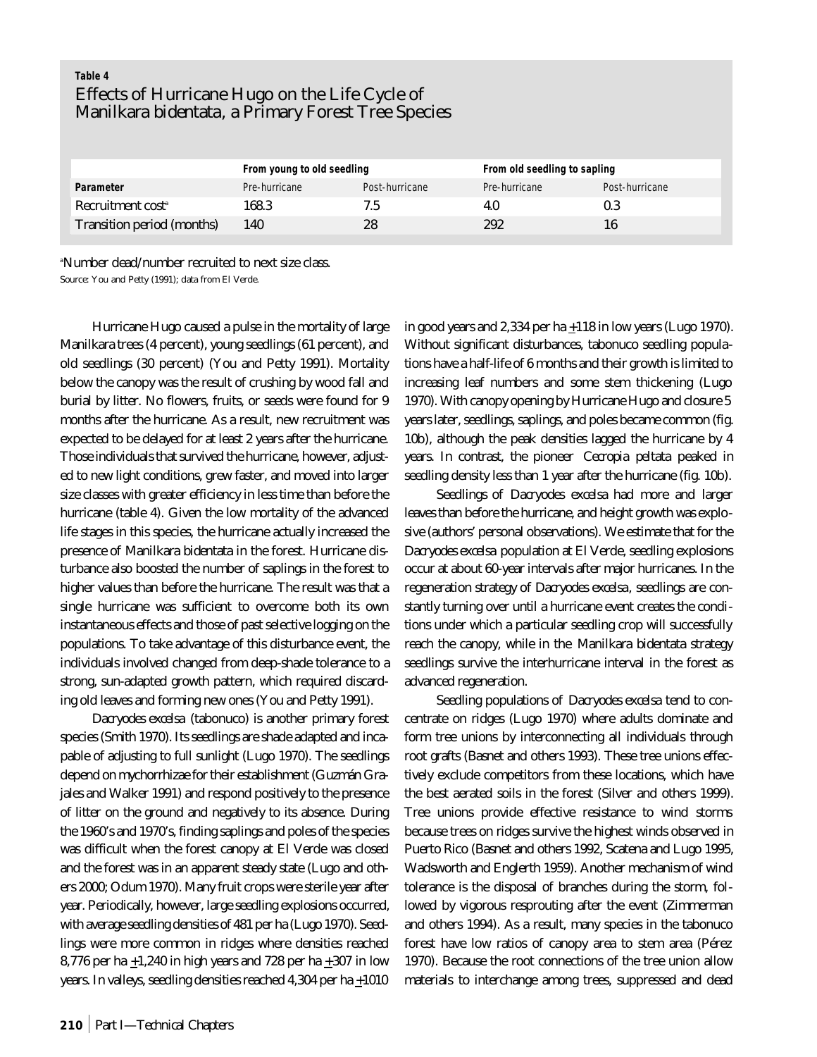**Table 4**

### Effects of Hurricane Hugo on the Life Cycle of Manilkara bidentata, a Primary Forest Tree Species

| | From young to old seedling | | From old seedling to sapling | |
|---|---|---|---|---|
| **Parameter** | Pre-hurricane | Post-hurricane | Pre-hurricane | Post-hurricane |
| Recruitment cost[a] | 168.3 | 7.5 | 4.0 | 0.3 |
| Transition period (months) | 140 | 28 | 292 | 16 |

[a]Number dead/number recruited to next size class.

Source: You and Petty (1991); data from El Verde.

Hurricane Hugo caused a pulse in the mortality of large Manilkara trees (4 percent), young seedlings (61 percent), and old seedlings (30 percent) (You and Petty 1991). Mortality below the canopy was the result of crushing by wood fall and burial by litter. No flowers, fruits, or seeds were found for 9 months after the hurricane. As a result, new recruitment was expected to be delayed for at least 2 years after the hurricane. Those individuals that survived the hurricane, however, adjusted to new light conditions, grew faster, and moved into larger size classes with greater efficiency in less time than before the hurricane (table 4). Given the low mortality of the advanced life stages in this species, the hurricane actually increased the presence of Manilkara bidentata in the forest. Hurricane disturbance also boosted the number of saplings in the forest to higher values than before the hurricane. The result was that a single hurricane was sufficient to overcome both its own instantaneous effects and those of past selective logging on the populations. To take advantage of this disturbance event, the individuals involved changed from deep-shade tolerance to a strong, sun-adapted growth pattern, which required discarding old leaves and forming new ones (You and Petty 1991).

*Dacryodes excelsa* (tabonuco) is another primary forest species (Smith 1970). Its seedlings are shade adapted and incapable of adjusting to full sunlight (Lugo 1970). The seedlings depend on mychorrhizae for their establishment (Guzmán Grajales and Walker 1991) and respond positively to the presence of litter on the ground and negatively to its absence. During the 1960's and 1970's, finding saplings and poles of the species was difficult when the forest canopy at El Verde was closed and the forest was in an apparent steady state (Lugo and others 2000; Odum 1970). Many fruit crops were sterile year after year. Periodically, however, large seedling explosions occurred, with average seedling densities of 481 per ha (Lugo 1970). Seedlings were more common in ridges where densities reached 8,776 per ha ±1,240 in high years and 728 per ha ±307 in low years. In valleys, seedling densities reached 4,304 per ha ±1010 in good years and 2,334 per ha ±118 in low years (Lugo 1970). Without significant disturbances, tabonuco seedling populations have a half-life of 6 months and their growth is limited to increasing leaf numbers and some stem thickening (Lugo 1970). With canopy opening by Hurricane Hugo and closure 5 years later, seedlings, saplings, and poles became common (fig. 10b), although the peak densities lagged the hurricane by 4 years. In contrast, the pioneer *Cecropia peltata* peaked in seedling density less than 1 year after the hurricane (fig. 10b).

Seedlings of *Dacryodes excelsa* had more and larger leaves than before the hurricane, and height growth was explosive (authors' personal observations). We estimate that for the *Dacryodes excelsa* population at El Verde, seedling explosions occur at about 60-year intervals after major hurricanes. In the regeneration strategy of *Dacryodes excelsa*, seedlings are constantly turning over until a hurricane event creates the conditions under which a particular seedling crop will successfully reach the canopy, while in the Manilkara bidentata strategy seedlings survive the interhurricane interval in the forest as advanced regeneration.

Seedling populations of *Dacryodes excelsa* tend to concentrate on ridges (Lugo 1970) where adults dominate and form tree unions by interconnecting all individuals through root grafts (Basnet and others 1993). These tree unions effectively exclude competitors from these locations, which have the best aerated soils in the forest (Silver and others 1999). Tree unions provide effective resistance to wind storms because trees on ridges survive the highest winds observed in Puerto Rico (Basnet and others 1992, Scatena and Lugo 1995, Wadsworth and Englerth 1959). Another mechanism of wind tolerance is the disposal of branches during the storm, followed by vigorous resprouting after the event (Zimmerman and others 1994). As a result, many species in the tabonuco forest have low ratios of canopy area to stem area (Pérez 1970). Because the root connections of the tree union allow materials to interchange among trees, suppressed and dead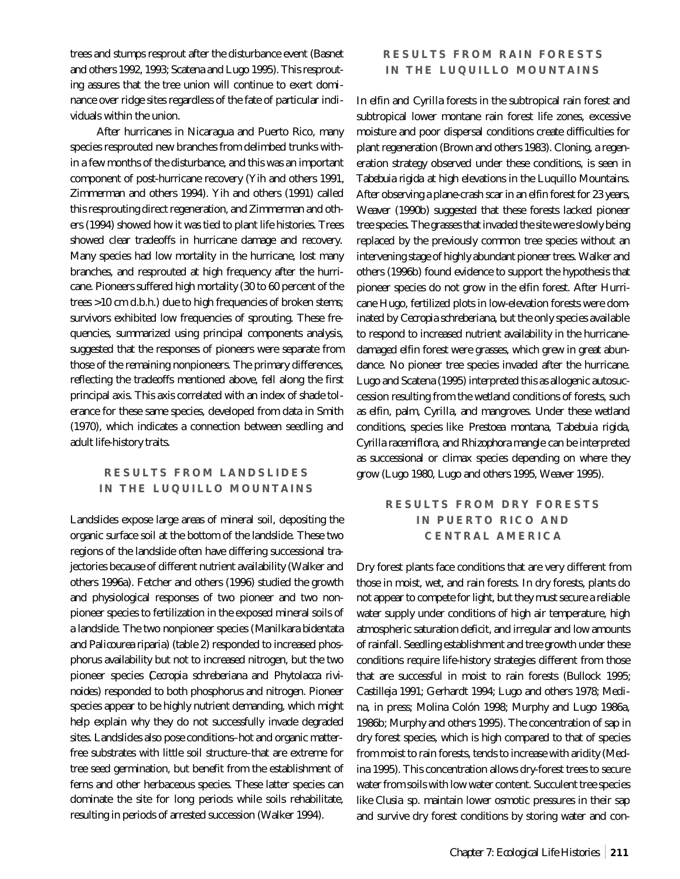trees and stumps resprout after the disturbance event (Basnet and others 1992, 1993; Scatena and Lugo 1995). This resprouting assures that the tree union will continue to exert dominance over ridge sites regardless of the fate of particular individuals within the union.

After hurricanes in Nicaragua and Puerto Rico, many species resprouted new branches from delimbed trunks within a few months of the disturbance, and this was an important component of post-hurricane recovery (Yih and others 1991, Zimmerman and others 1994). Yih and others (1991) called this resprouting direct regeneration, and Zimmerman and others (1994) showed how it was tied to plant life histories. Trees showed clear tradeoffs in hurricane damage and recovery. Many species had low mortality in the hurricane, lost many branches, and resprouted at high frequency after the hurricane. Pioneers suffered high mortality (30 to 60 percent of the trees >10 cm d.b.h.) due to high frequencies of broken stems; survivors exhibited low frequencies of sprouting. These frequencies, summarized using principal components analysis, suggested that the responses of pioneers were separate from those of the remaining nonpioneers. The primary differences, reflecting the tradeoffs mentioned above, fell along the first principal axis. This axis correlated with an index of shade tolerance for these same species, developed from data in Smith (1970), which indicates a connection between seedling and adult life-history traits.

## RESULTS FROM LANDSLIDES IN THE LUQUILLO MOUNTAINS

Landslides expose large areas of mineral soil, depositing the organic surface soil at the bottom of the landslide. These two regions of the landslide often have differing successional trajectories because of different nutrient availability (Walker and others 1996a). Fetcher and others (1996) studied the growth and physiological responses of two pioneer and two nonpioneer species to fertilization in the exposed mineral soils of a landslide. The two nonpioneer species (*Manilkara bidentata* and *Palicourea riparia*) (table 2) responded to increased phosphorus availability but not to increased nitrogen, but the two pioneer species (*Cecropia schreberiana* and *Phytolacca rivinoides*) responded to both phosphorus and nitrogen. Pioneer species appear to be highly nutrient demanding, which might help explain why they do not successfully invade degraded sites. Landslides also pose conditions–hot and organic matter-free substrates with little soil structure–that are extreme for tree seed germination, but benefit from the establishment of ferns and other herbaceous species. These latter species can dominate the site for long periods while soils rehabilitate, resulting in periods of arrested succession (Walker 1994).

## RESULTS FROM RAIN FORESTS IN THE LUQUILLO MOUNTAINS

In elfin and Cyrilla forests in the subtropical rain forest and subtropical lower montane rain forest life zones, excessive moisture and poor dispersal conditions create difficulties for plant regeneration (Brown and others 1983). Cloning, a regeneration strategy observed under these conditions, is seen in *Tabebuia rigida* at high elevations in the Luquillo Mountains. After observing a plane-crash scar in an elfin forest for 23 years, Weaver (1990b) suggested that these forests lacked pioneer tree species. The grasses that invaded the site were slowly being replaced by the previously common tree species without an intervening stage of highly abundant pioneer trees. Walker and others (1996b) found evidence to support the hypothesis that pioneer species do not grow in the elfin forest. After Hurricane Hugo, fertilized plots in low-elevation forests were dominated by *Cecropia schreberiana*, but the only species available to respond to increased nutrient availability in the hurricane-damaged elfin forest were grasses, which grew in great abundance. No pioneer tree species invaded after the hurricane. Lugo and Scatena (1995) interpreted this as allogenic autosuccession resulting from the wetland conditions of forests, such as elfin, palm, Cyrilla, and mangroves. Under these wetland conditions, species like *Prestoea montana*, *Tabebuia rigida*, *Cyrilla racemiflora*, and *Rhizophora mangle* can be interpreted as successional or climax species depending on where they grow (Lugo 1980, Lugo and others 1995, Weaver 1995).

## RESULTS FROM DRY FORESTS IN PUERTO RICO AND CENTRAL AMERICA

Dry forest plants face conditions that are very different from those in moist, wet, and rain forests. In dry forests, plants do not appear to compete for light, but they must secure a reliable water supply under conditions of high air temperature, high atmospheric saturation deficit, and irregular and low amounts of rainfall. Seedling establishment and tree growth under these conditions require life-history strategies different from those that are successful in moist to rain forests (Bullock 1995; Castilleja 1991; Gerhardt 1994; Lugo and others 1978; Medina, in press; Molina Colón 1998; Murphy and Lugo 1986a, 1986b; Murphy and others 1995). The concentration of sap in dry forest species, which is high compared to that of species from moist to rain forests, tends to increase with aridity (Medina 1995). This concentration allows dry-forest trees to secure water from soils with low water content. Succulent tree species like *Clusia* sp. maintain lower osmotic pressures in their sap and survive dry forest conditions by storing water and con-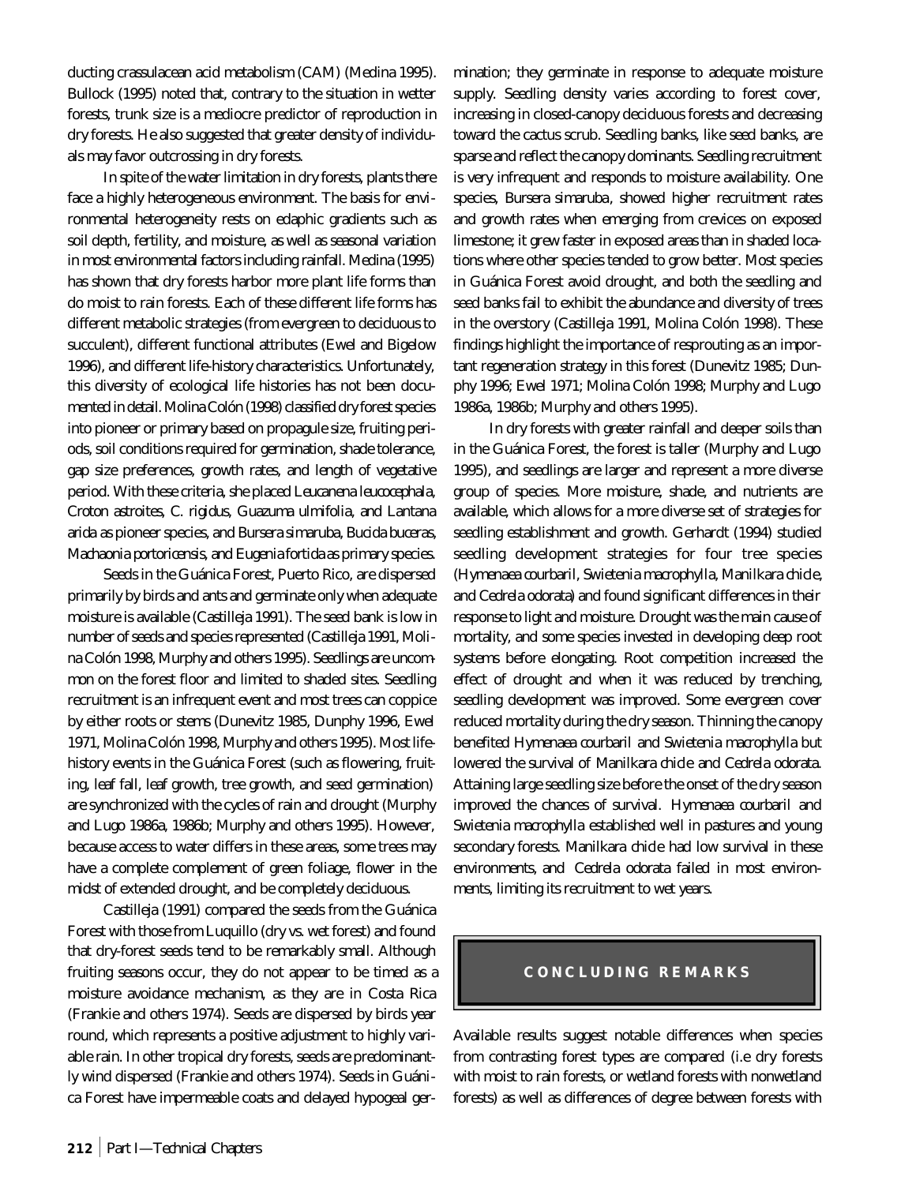ducting crassulacean acid metabolism (CAM) (Medina 1995). Bullock (1995) noted that, contrary to the situation in wetter forests, trunk size is a mediocre predictor of reproduction in dry forests. He also suggested that greater density of individuals may favor outcrossing in dry forests.

In spite of the water limitation in dry forests, plants there face a highly heterogeneous environment. The basis for environmental heterogeneity rests on edaphic gradients such as soil depth, fertility, and moisture, as well as seasonal variation in most environmental factors including rainfall. Medina (1995) has shown that dry forests harbor more plant life forms than do moist to rain forests. Each of these different life forms has different metabolic strategies (from evergreen to deciduous to succulent), different functional attributes (Ewel and Bigelow 1996), and different life-history characteristics. Unfortunately, this diversity of ecological life histories has not been documented in detail. Molina Colón (1998) classified dry forest species into pioneer or primary based on propagule size, fruiting periods, soil conditions required for germination, shade tolerance, gap size preferences, growth rates, and length of vegetative period. With these criteria, she placed *Leucanena leucocephala, Croton astroites, C. rigidus, Guazuma ulmifolia,* and *Lantana arida* as pioneer species, and *Bursera simaruba, Bucida buceras, Machaonia portoricensis,* and *Eugenia fortida* as primary species.

Seeds in the Guánica Forest, Puerto Rico, are dispersed primarily by birds and ants and germinate only when adequate moisture is available (Castilleja 1991). The seed bank is low in number of seeds and species represented (Castilleja 1991, Molina Colón 1998, Murphy and others 1995). Seedlings are uncommon on the forest floor and limited to shaded sites. Seedling recruitment is an infrequent event and most trees can coppice by either roots or stems (Dunevitz 1985, Dunphy 1996, Ewel 1971, Molina Colón 1998, Murphy and others 1995). Most life-history events in the Guánica Forest (such as flowering, fruiting, leaf fall, leaf growth, tree growth, and seed germination) are synchronized with the cycles of rain and drought (Murphy and Lugo 1986a, 1986b; Murphy and others 1995). However, because access to water differs in these areas, some trees may have a complete complement of green foliage, flower in the midst of extended drought, and be completely deciduous.

Castilleja (1991) compared the seeds from the Guánica Forest with those from Luquillo (dry vs. wet forest) and found that dry-forest seeds tend to be remarkably small. Although fruiting seasons occur, they do not appear to be timed as a moisture avoidance mechanism, as they are in Costa Rica (Frankie and others 1974). Seeds are dispersed by birds year round, which represents a positive adjustment to highly variable rain. In other tropical dry forests, seeds are predominantly wind dispersed (Frankie and others 1974). Seeds in Guánica Forest have impermeable coats and delayed hypogeal germination; they germinate in response to adequate moisture supply. Seedling density varies according to forest cover, increasing in closed-canopy deciduous forests and decreasing toward the cactus scrub. Seedling banks, like seed banks, are sparse and reflect the canopy dominants. Seedling recruitment is very infrequent and responds to moisture availability. One species, *Bursera simaruba*, showed higher recruitment rates and growth rates when emerging from crevices on exposed limestone; it grew faster in exposed areas than in shaded locations where other species tended to grow better. Most species in Guánica Forest avoid drought, and both the seedling and seed banks fail to exhibit the abundance and diversity of trees in the overstory (Castilleja 1991, Molina Colón 1998). These findings highlight the importance of resprouting as an important regeneration strategy in this forest (Dunevitz 1985; Dunphy 1996; Ewel 1971; Molina Colón 1998; Murphy and Lugo 1986a, 1986b; Murphy and others 1995).

In dry forests with greater rainfall and deeper soils than in the Guánica Forest, the forest is taller (Murphy and Lugo 1995), and seedlings are larger and represent a more diverse group of species. More moisture, shade, and nutrients are available, which allows for a more diverse set of strategies for seedling establishment and growth. Gerhardt (1994) studied seedling development strategies for four tree species (*Hymenaea courbaril, Swietenia macrophylla, Manilkara chicle,* and *Cedrela odorata*) and found significant differences in their response to light and moisture. Drought was the main cause of mortality, and some species invested in developing deep root systems before elongating. Root competition increased the effect of drought and when it was reduced by trenching, seedling development was improved. Some evergreen cover reduced mortality during the dry season. Thinning the canopy benefited *Hymenaea courbaril* and *Swietenia macrophylla* but lowered the survival of *Manilkara chicle* and *Cedrela odorata*. Attaining large seedling size before the onset of the dry season improved the chances of survival. *Hymenaea courbaril* and *Swietenia macrophylla* established well in pastures and young secondary forests. *Manilkara chicle* had low survival in these environments, and *Cedrela odorata* failed in most environments, limiting its recruitment to wet years.

## CONCLUDING REMARKS

Available results suggest notable differences when species from contrasting forest types are compared (i.e dry forests with moist to rain forests, or wetland forests with nonwetland forests) as well as differences of degree between forests with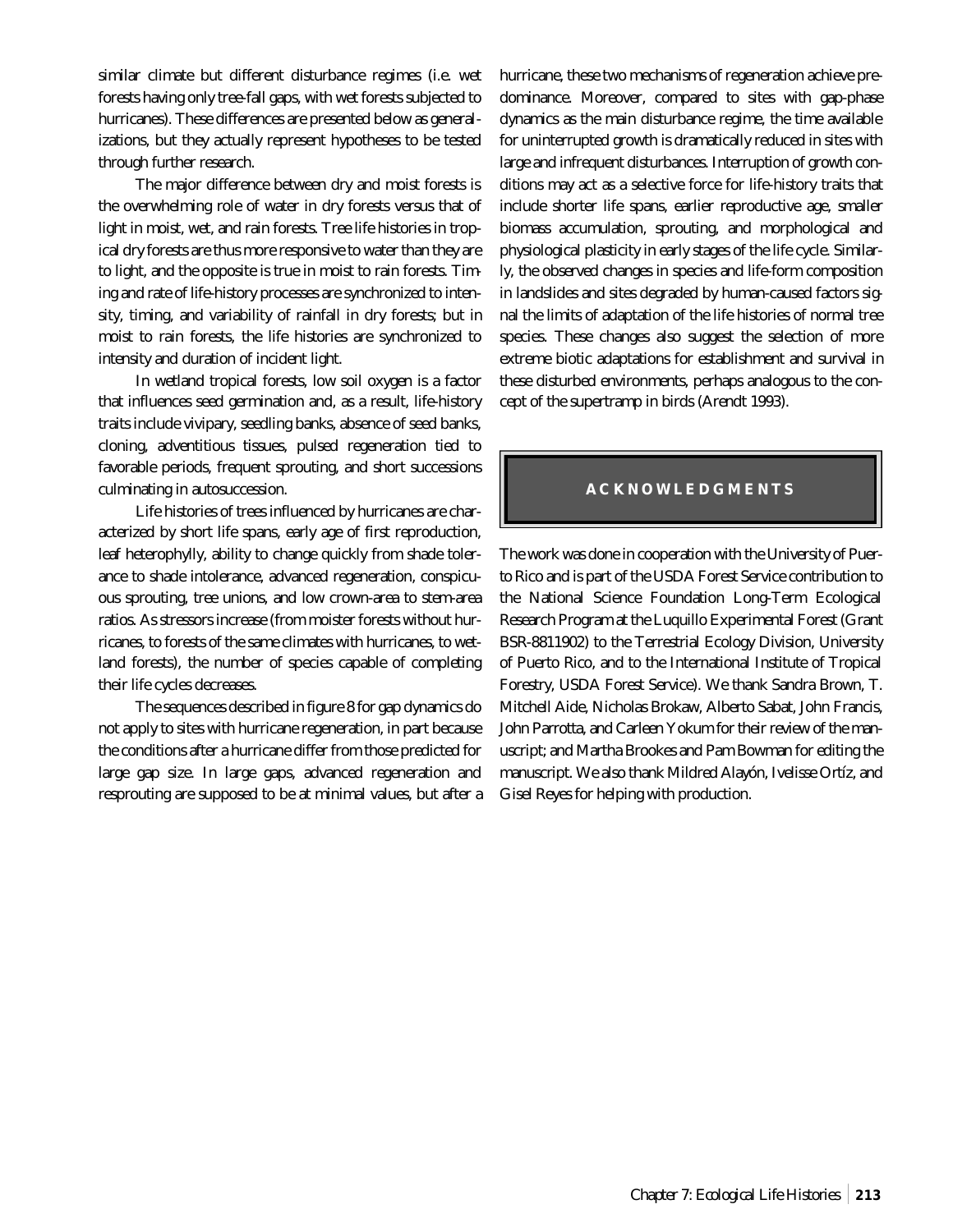similar climate but different disturbance regimes (i.e. wet forests having only tree-fall gaps, with wet forests subjected to hurricanes). These differences are presented below as generalizations, but they actually represent hypotheses to be tested through further research.

The major difference between dry and moist forests is the overwhelming role of water in dry forests versus that of light in moist, wet, and rain forests. Tree life histories in tropical dry forests are thus more responsive to water than they are to light, and the opposite is true in moist to rain forests. Timing and rate of life-history processes are synchronized to intensity, timing, and variability of rainfall in dry forests; but in moist to rain forests, the life histories are synchronized to intensity and duration of incident light.

In wetland tropical forests, low soil oxygen is a factor that influences seed germination and, as a result, life-history traits include vivipary, seedling banks, absence of seed banks, cloning, adventitious tissues, pulsed regeneration tied to favorable periods, frequent sprouting, and short successions culminating in autosuccession.

Life histories of trees influenced by hurricanes are characterized by short life spans, early age of first reproduction, leaf heterophylly, ability to change quickly from shade tolerance to shade intolerance, advanced regeneration, conspicuous sprouting, tree unions, and low crown-area to stem-area ratios. As stressors increase (from moister forests without hurricanes, to forests of the same climates with hurricanes, to wetland forests), the number of species capable of completing their life cycles decreases.

The sequences described in figure 8 for gap dynamics do not apply to sites with hurricane regeneration, in part because the conditions after a hurricane differ from those predicted for large gap size. In large gaps, advanced regeneration and resprouting are supposed to be at minimal values, but after a hurricane, these two mechanisms of regeneration achieve predominance. Moreover, compared to sites with gap-phase dynamics as the main disturbance regime, the time available for uninterrupted growth is dramatically reduced in sites with large and infrequent disturbances. Interruption of growth conditions may act as a selective force for life-history traits that include shorter life spans, earlier reproductive age, smaller biomass accumulation, sprouting, and morphological and physiological plasticity in early stages of the life cycle. Similarly, the observed changes in species and life-form composition in landslides and sites degraded by human-caused factors signal the limits of adaptation of the life histories of normal tree species. These changes also suggest the selection of more extreme biotic adaptations for establishment and survival in these disturbed environments, perhaps analogous to the concept of the supertramp in birds (Arendt 1993).

## ACKNOWLEDGMENTS

The work was done in cooperation with the University of Puerto Rico and is part of the USDA Forest Service contribution to the National Science Foundation Long-Term Ecological Research Program at the Luquillo Experimental Forest (Grant BSR-8811902) to the Terrestrial Ecology Division, University of Puerto Rico, and to the International Institute of Tropical Forestry, USDA Forest Service). We thank Sandra Brown, T. Mitchell Aide, Nicholas Brokaw, Alberto Sabat, John Francis, John Parrotta, and Carleen Yokum for their review of the manuscript; and Martha Brookes and Pam Bowman for editing the manuscript. We also thank Mildred Alayón, Ivelisse Ortíz, and Gisel Reyes for helping with production.